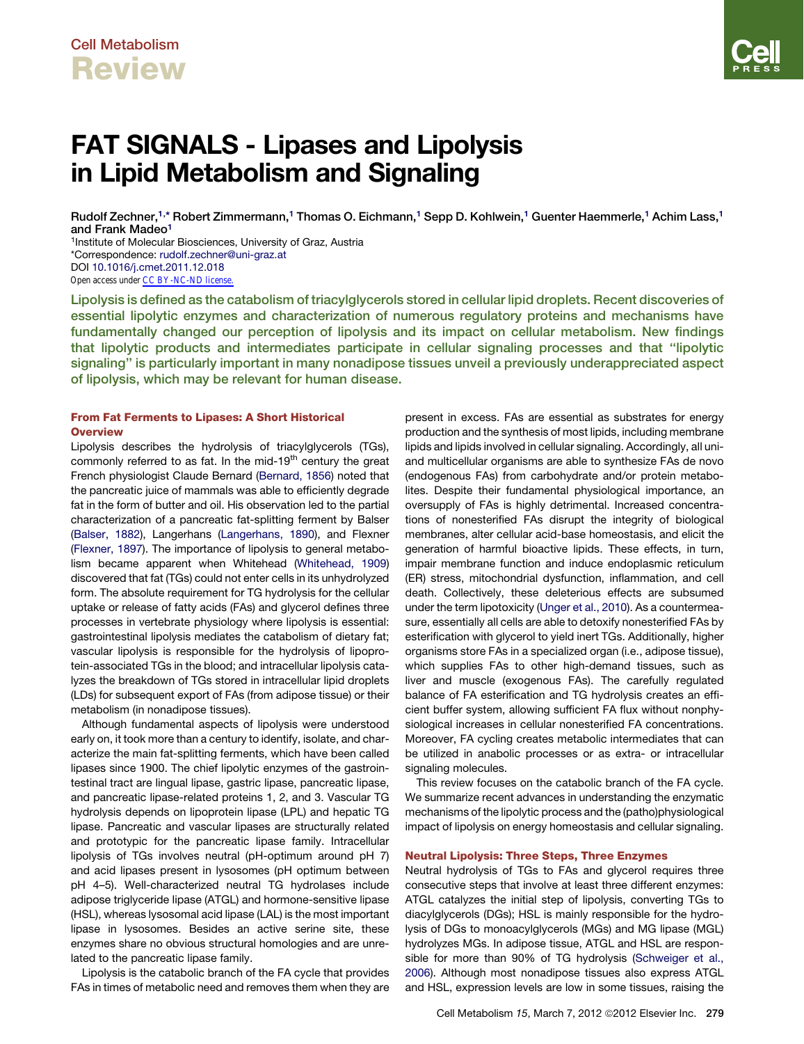Cell Metabolism

Review

# FAT SIGNALS - Lipases and Lipolysis in Lipid Metabolism and Signaling

Rudolf Zechner,[1,*] Robert Zimmermann,[1] Thomas O. Eichmann,[1] Sepp D. Kohlwein,[1] Guenter Haemmerle,[1] Achim Lass,[1] and Frank Madeo[1]

[1]Institute of Molecular Biosciences, University of Graz, Austria

*Correspondence: rudolf.zechner@uni-graz.at

DOI 10.1016/j.cmet.2011.12.018

Open access under CC BY-NC-ND license.

**Lipolysis is defined as the catabolism of triacylglycerols stored in cellular lipid droplets. Recent discoveries of essential lipolytic enzymes and characterization of numerous regulatory proteins and mechanisms have fundamentally changed our perception of lipolysis and its impact on cellular metabolism. New findings that lipolytic products and intermediates participate in cellular signaling processes and that "lipolytic signaling" is particularly important in many nonadipose tissues unveil a previously underappreciated aspect of lipolysis, which may be relevant for human disease.**

## From Fat Ferments to Lipases: A Short Historical Overview

Lipolysis describes the hydrolysis of triacylglycerols (TGs), commonly referred to as fat. In the mid-19th century the great French physiologist Claude Bernard (Bernard, 1856) noted that the pancreatic juice of mammals was able to efficiently degrade fat in the form of butter and oil. His observation led to the partial characterization of a pancreatic fat-splitting ferment by Balser (Balser, 1882), Langerhans (Langerhans, 1890), and Flexner (Flexner, 1897). The importance of lipolysis to general metabolism became apparent when Whitehead (Whitehead, 1909) discovered that fat (TGs) could not enter cells in its unhydrolyzed form. The absolute requirement for TG hydrolysis for the cellular uptake or release of fatty acids (FAs) and glycerol defines three processes in vertebrate physiology where lipolysis is essential: gastrointestinal lipolysis mediates the catabolism of dietary fat; vascular lipolysis is responsible for the hydrolysis of lipoprotein-associated TGs in the blood; and intracellular lipolysis catalyzes the breakdown of TGs stored in intracellular lipid droplets (LDs) for subsequent export of FAs (from adipose tissue) or their metabolism (in nonadipose tissues).

Although fundamental aspects of lipolysis were understood early on, it took more than a century to identify, isolate, and characterize the main fat-splitting ferments, which have been called lipases since 1900. The chief lipolytic enzymes of the gastrointestinal tract are lingual lipase, gastric lipase, pancreatic lipase, and pancreatic lipase-related proteins 1, 2, and 3. Vascular TG hydrolysis depends on lipoprotein lipase (LPL) and hepatic TG lipase. Pancreatic and vascular lipases are structurally related and prototypic for the pancreatic lipase family. Intracellular lipolysis of TGs involves neutral (pH-optimum around pH 7) and acid lipases present in lysosomes (pH optimum between pH 4–5). Well-characterized neutral TG hydrolases include adipose triglyceride lipase (ATGL) and hormone-sensitive lipase (HSL), whereas lysosomal acid lipase (LAL) is the most important lipase in lysosomes. Besides an active serine site, these enzymes share no obvious structural homologies and are unrelated to the pancreatic lipase family.

Lipolysis is the catabolic branch of the FA cycle that provides FAs in times of metabolic need and removes them when they are present in excess. FAs are essential as substrates for energy production and the synthesis of most lipids, including membrane lipids and lipids involved in cellular signaling. Accordingly, all uni- and multicellular organisms are able to synthesize FAs de novo (endogenous FAs) from carbohydrate and/or protein metabolites. Despite their fundamental physiological importance, an oversupply of FAs is highly detrimental. Increased concentrations of nonesterified FAs disrupt the integrity of biological membranes, alter cellular acid-base homeostasis, and elicit the generation of harmful bioactive lipids. These effects, in turn, impair membrane function and induce endoplasmic reticulum (ER) stress, mitochondrial dysfunction, inflammation, and cell death. Collectively, these deleterious effects are subsumed under the term lipotoxicity (Unger et al., 2010). As a countermeasure, essentially all cells are able to detoxify nonesterified FAs by esterification with glycerol to yield inert TGs. Additionally, higher organisms store FAs in a specialized organ (i.e., adipose tissue), which supplies FAs to other high-demand tissues, such as liver and muscle (exogenous FAs). The carefully regulated balance of FA esterification and TG hydrolysis creates an efficient buffer system, allowing sufficient FA flux without nonphysiological increases in cellular nonesterified FA concentrations. Moreover, FA cycling creates metabolic intermediates that can be utilized in anabolic processes or as extra- or intracellular signaling molecules.

This review focuses on the catabolic branch of the FA cycle. We summarize recent advances in understanding the enzymatic mechanisms of the lipolytic process and the (patho)physiological impact of lipolysis on energy homeostasis and cellular signaling.

## Neutral Lipolysis: Three Steps, Three Enzymes

Neutral hydrolysis of TGs to FAs and glycerol requires three consecutive steps that involve at least three different enzymes: ATGL catalyzes the initial step of lipolysis, converting TGs to diacylglycerols (DGs); HSL is mainly responsible for the hydrolysis of DGs to monoacylglycerols (MGs) and MG lipase (MGL) hydrolyzes MGs. In adipose tissue, ATGL and HSL are responsible for more than 90% of TG hydrolysis (Schweiger et al., 2006). Although most nonadipose tissues also express ATGL and HSL, expression levels are low in some tissues, raising the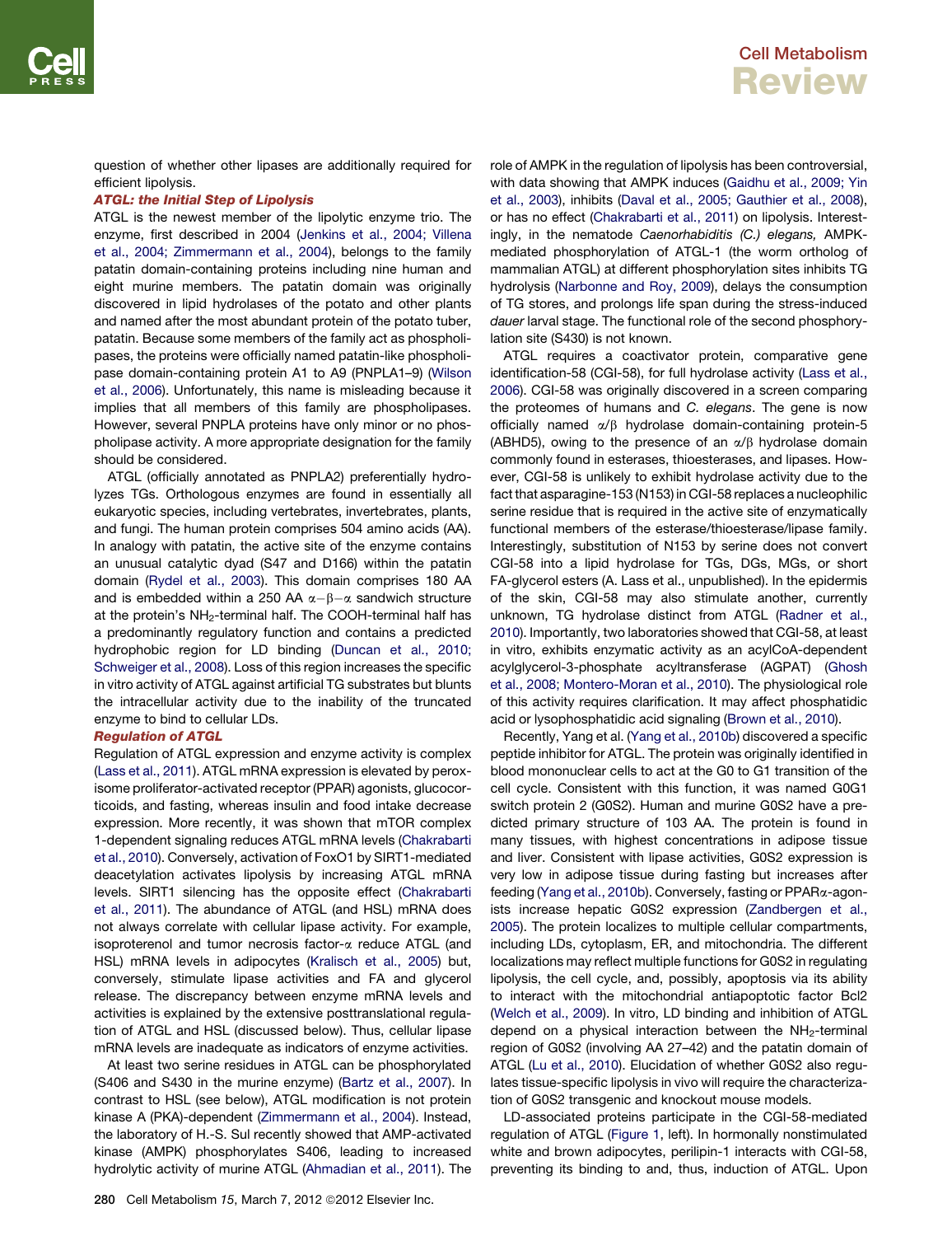question of whether other lipases are additionally required for efficient lipolysis.

### *ATGL: the Initial Step of Lipolysis*

ATGL is the newest member of the lipolytic enzyme trio. The enzyme, first described in 2004 (Jenkins et al., 2004; Villena et al., 2004; Zimmermann et al., 2004), belongs to the family patatin domain-containing proteins including nine human and eight murine members. The patatin domain was originally discovered in lipid hydrolases of the potato and other plants and named after the most abundant protein of the potato tuber, patatin. Because some members of the family act as phospholipases, the proteins were officially named patatin-like phospholipase domain-containing protein A1 to A9 (PNPLA1–9) (Wilson et al., 2006). Unfortunately, this name is misleading because it implies that all members of this family are phospholipases. However, several PNPLA proteins have only minor or no phospholipase activity. A more appropriate designation for the family should be considered.

ATGL (officially annotated as PNPLA2) preferentially hydrolyzes TGs. Orthologous enzymes are found in essentially all eukaryotic species, including vertebrates, invertebrates, plants, and fungi. The human protein comprises 504 amino acids (AA). In analogy with patatin, the active site of the enzyme contains an unusual catalytic dyad (S47 and D166) within the patatin domain (Rydel et al., 2003). This domain comprises 180 AA and is embedded within a 250 AA $\alpha-\beta-\alpha$ sandwich structure at the protein's $NH_2$-terminal half. The COOH-terminal half has a predominantly regulatory function and contains a predicted hydrophobic region for LD binding (Duncan et al., 2010; Schweiger et al., 2008). Loss of this region increases the specific in vitro activity of ATGL against artificial TG substrates but blunts the intracellular activity due to the inability of the truncated enzyme to bind to cellular LDs.

### *Regulation of ATGL*

Regulation of ATGL expression and enzyme activity is complex (Lass et al., 2011). ATGL mRNA expression is elevated by peroxisome proliferator-activated receptor (PPAR) agonists, glucocorticoids, and fasting, whereas insulin and food intake decrease expression. More recently, it was shown that mTOR complex 1-dependent signaling reduces ATGL mRNA levels (Chakrabarti et al., 2010). Conversely, activation of FoxO1 by SIRT1-mediated deacetylation activates lipolysis by increasing ATGL mRNA levels. SIRT1 silencing has the opposite effect (Chakrabarti et al., 2011). The abundance of ATGL (and HSL) mRNA does not always correlate with cellular lipase activity. For example, isoproterenol and tumor necrosis factor-$\alpha$ reduce ATGL (and HSL) mRNA levels in adipocytes (Kralisch et al., 2005) but, conversely, stimulate lipase activities and FA and glycerol release. The discrepancy between enzyme mRNA levels and activities is explained by the extensive posttranslational regulation of ATGL and HSL (discussed below). Thus, cellular lipase mRNA levels are inadequate as indicators of enzyme activities.

At least two serine residues in ATGL can be phosphorylated (S406 and S430 in the murine enzyme) (Bartz et al., 2007). In contrast to HSL (see below), ATGL modification is not protein kinase A (PKA)-dependent (Zimmermann et al., 2004). Instead, the laboratory of H.-S. Sul recently showed that AMP-activated kinase (AMPK) phosphorylates S406, leading to increased hydrolytic activity of murine ATGL (Ahmadian et al., 2011). The role of AMPK in the regulation of lipolysis has been controversial, with data showing that AMPK induces (Gaidhu et al., 2009; Yin et al., 2003), inhibits (Daval et al., 2005; Gauthier et al., 2008), or has no effect (Chakrabarti et al., 2011) on lipolysis. Interestingly, in the nematode *Caenorhabiditis (C.) elegans,* AMPK-mediated phosphorylation of ATGL-1 (the worm ortholog of mammalian ATGL) at different phosphorylation sites inhibits TG hydrolysis (Narbonne and Roy, 2009), delays the consumption of TG stores, and prolongs life span during the stress-induced *dauer* larval stage. The functional role of the second phosphorylation site (S430) is not known.

ATGL requires a coactivator protein, comparative gene identification-58 (CGI-58), for full hydrolase activity (Lass et al., 2006). CGI-58 was originally discovered in a screen comparing the proteomes of humans and *C. elegans*. The gene is now officially named $\alpha/\beta$ hydrolase domain-containing protein-5 (ABHD5), owing to the presence of an $\alpha/\beta$ hydrolase domain commonly found in esterases, thioesterases, and lipases. However, CGI-58 is unlikely to exhibit hydrolase activity due to the fact that asparagine-153 (N153) in CGI-58 replaces a nucleophilic serine residue that is required in the active site of enzymatically functional members of the esterase/thioesterase/lipase family. Interestingly, substitution of N153 by serine does not convert CGI-58 into a lipid hydrolase for TGs, DGs, MGs, or short FA-glycerol esters (A. Lass et al., unpublished). In the epidermis of the skin, CGI-58 may also stimulate another, currently unknown, TG hydrolase distinct from ATGL (Radner et al., 2010). Importantly, two laboratories showed that CGI-58, at least in vitro, exhibits enzymatic activity as an acylCoA-dependent acylglycerol-3-phosphate acyltransferase (AGPAT) (Ghosh et al., 2008; Montero-Moran et al., 2010). The physiological role of this activity requires clarification. It may affect phosphatidic acid or lysophosphatidic acid signaling (Brown et al., 2010).

Recently, Yang et al. (Yang et al., 2010b) discovered a specific peptide inhibitor for ATGL. The protein was originally identified in blood mononuclear cells to act at the G0 to G1 transition of the cell cycle. Consistent with this function, it was named G0G1 switch protein 2 (G0S2). Human and murine G0S2 have a predicted primary structure of 103 AA. The protein is found in many tissues, with highest concentrations in adipose tissue and liver. Consistent with lipase activities, G0S2 expression is very low in adipose tissue during fasting but increases after feeding (Yang et al., 2010b). Conversely, fasting or PPAR$\alpha$-agonists increase hepatic G0S2 expression (Zandbergen et al., 2005). The protein localizes to multiple cellular compartments, including LDs, cytoplasm, ER, and mitochondria. The different localizations may reflect multiple functions for G0S2 in regulating lipolysis, the cell cycle, and, possibly, apoptosis via its ability to interact with the mitochondrial antiapoptotic factor Bcl2 (Welch et al., 2009). In vitro, LD binding and inhibition of ATGL depend on a physical interaction between the $NH_2$-terminal region of G0S2 (involving AA 27–42) and the patatin domain of ATGL (Lu et al., 2010). Elucidation of whether G0S2 also regulates tissue-specific lipolysis in vivo will require the characterization of G0S2 transgenic and knockout mouse models.

LD-associated proteins participate in the CGI-58-mediated regulation of ATGL (Figure 1, left). In hormonally nonstimulated white and brown adipocytes, perilipin-1 interacts with CGI-58, preventing its binding to and, thus, induction of ATGL. Upon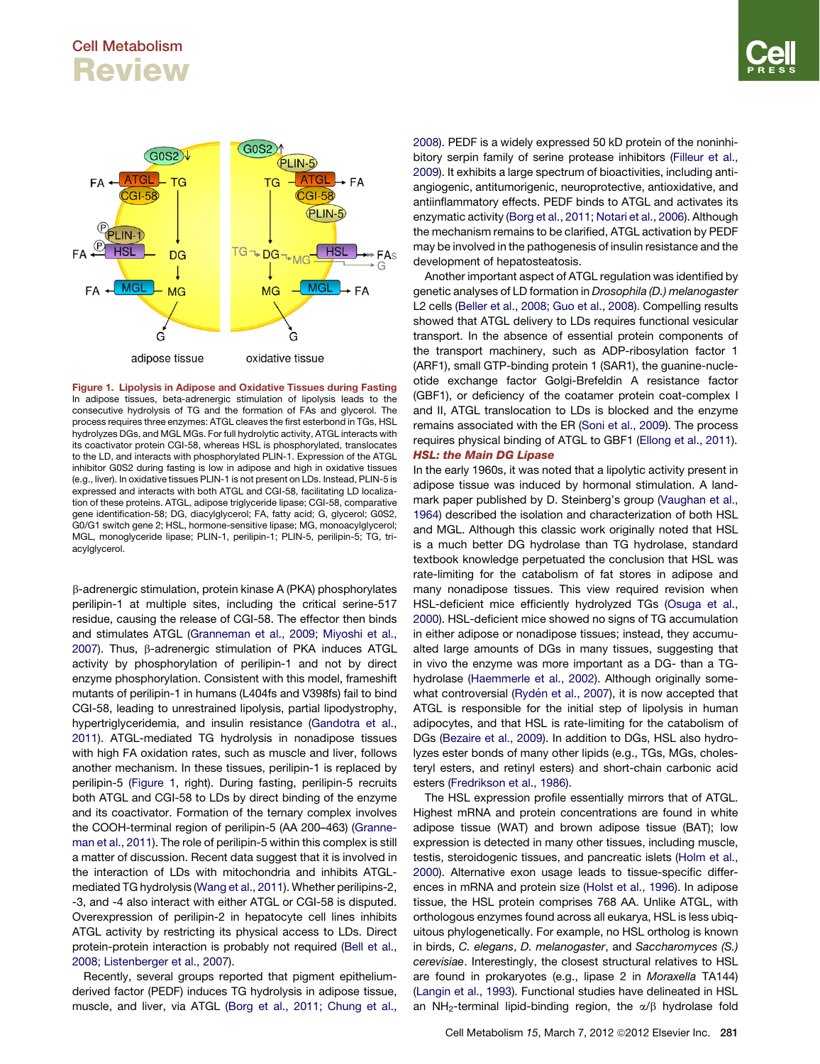Figure 1. Lipolysis in Adipose and Oxidative Tissues during Fasting
In adipose tissues, beta-adrenergic stimulation of lipolysis leads to the consecutive hydrolysis of TG and the formation of FAs and glycerol. The process requires three enzymes: ATGL cleaves the first esterbond in TGs, HSL hydrolyzes DGs, and MGL MGs. For full hydrolytic activity, ATGL interacts with its coactivator protein CGI-58, whereas HSL is phosphorylated, translocates to the LD, and interacts with phosphorylated PLIN-1. Expression of the ATGL inhibitor G0S2 during fasting is low in adipose and high in oxidative tissues (e.g., liver). In oxidative tissues PLIN-1 is not present on LDs. Instead, PLIN-5 is expressed and interacts with both ATGL and CGI-58, facilitating LD localization of these proteins. ATGL, adipose triglyceride lipase; CGI-58, comparative gene identification-58; DG, diacylglycerol; FA, fatty acid; G, glycerol; G0S2, G0/G1 switch gene 2; HSL, hormone-sensitive lipase; MG, monoacylglycerol; MGL, monoglyceride lipase; PLIN-1, perilipin-1; PLIN-5, perilipin-5; TG, triacylglycerol.

β-adrenergic stimulation, protein kinase A (PKA) phosphorylates perilipin-1 at multiple sites, including the critical serine-517 residue, causing the release of CGI-58. The effector then binds and stimulates ATGL (Granneman et al., 2009; Miyoshi et al., 2007). Thus, β-adrenergic stimulation of PKA induces ATGL activity by phosphorylation of perilipin-1 and not by direct enzyme phosphorylation. Consistent with this model, frameshift mutants of perilipin-1 in humans (L404fs and V398fs) fail to bind CGI-58, leading to unrestrained lipolysis, partial lipodystrophy, hypertriglyceridemia, and insulin resistance (Gandotra et al., 2011). ATGL-mediated TG hydrolysis in nonadipose tissues with high FA oxidation rates, such as muscle and liver, follows another mechanism. In these tissues, perilipin-1 is replaced by perilipin-5 (Figure 1, right). During fasting, perilipin-5 recruits both ATGL and CGI-58 to LDs by direct binding of the enzyme and its coactivator. Formation of the ternary complex involves the COOH-terminal region of perilipin-5 (AA 200–463) (Granneman et al., 2011). The role of perilipin-5 within this complex is still a matter of discussion. Recent data suggest that it is involved in the interaction of LDs with mitochondria and inhibits ATGL-mediated TG hydrolysis (Wang et al., 2011). Whether perilipins-2, -3, and -4 also interact with either ATGL or CGI-58 is disputed. Overexpression of perilipin-2 in hepatocyte cell lines inhibits ATGL activity by restricting its physical access to LDs. Direct protein-protein interaction is probably not required (Bell et al., 2008; Listenberger et al., 2007).

Recently, several groups reported that pigment epithelium-derived factor (PEDF) induces TG hydrolysis in adipose tissue, muscle, and liver, via ATGL (Borg et al., 2011; Chung et al., 2008). PEDF is a widely expressed 50 kD protein of the noninhibitory serpin family of serine protease inhibitors (Filleur et al., 2009). It exhibits a large spectrum of bioactivities, including anti-angiogenic, antitumorigenic, neuroprotective, antioxidative, and antiinflammatory effects. PEDF binds to ATGL and activates its enzymatic activity (Borg et al., 2011; Notari et al., 2006). Although the mechanism remains to be clarified, ATGL activation by PEDF may be involved in the pathogenesis of insulin resistance and the development of hepatosteatosis.

Another important aspect of ATGL regulation was identified by genetic analyses of LD formation in *Drosophila (D.) melanogaster* L2 cells (Beller et al., 2008; Guo et al., 2008). Compelling results showed that ATGL delivery to LDs requires functional vesicular transport. In the absence of essential protein components of the transport machinery, such as ADP-ribosylation factor 1 (ARF1), small GTP-binding protein 1 (SAR1), the guanine-nucleotide exchange factor Golgi-Brefeldin A resistance factor (GBF1), or deficiency of the coatamer protein coat-complex I and II, ATGL translocation to LDs is blocked and the enzyme remains associated with the ER (Soni et al., 2009). The process requires physical binding of ATGL to GBF1 (Ellong et al., 2011).

### *HSL: the Main DG Lipase*

In the early 1960s, it was noted that a lipolytic activity present in adipose tissue was induced by hormonal stimulation. A landmark paper published by D. Steinberg's group (Vaughan et al., 1964) described the isolation and characterization of both HSL and MGL. Although this classic work originally noted that HSL is a much better DG hydrolase than TG hydrolase, standard textbook knowledge perpetuated the conclusion that HSL was rate-limiting for the catabolism of fat stores in adipose and many nonadipose tissues. This view required revision when HSL-deficient mice efficiently hydrolyzed TGs (Osuga et al., 2000). HSL-deficient mice showed no signs of TG accumulation in either adipose or nonadipose tissues; instead, they accumulated large amounts of DGs in many tissues, suggesting that in vivo the enzyme was more important as a DG- than a TG-hydrolase (Haemmerle et al., 2002). Although originally somewhat controversial (Rydén et al., 2007), it is now accepted that ATGL is responsible for the initial step of lipolysis in human adipocytes, and that HSL is rate-limiting for the catabolism of DGs (Bezaire et al., 2009). In addition to DGs, HSL also hydrolyzes ester bonds of many other lipids (e.g., TGs, MGs, cholesteryl esters, and retinyl esters) and short-chain carbonic acid esters (Fredrikson et al., 1986).

The HSL expression profile essentially mirrors that of ATGL. Highest mRNA and protein concentrations are found in white adipose tissue (WAT) and brown adipose tissue (BAT); low expression is detected in many other tissues, including muscle, testis, steroidogenic tissues, and pancreatic islets (Holm et al., 2000). Alternative exon usage leads to tissue-specific differences in mRNA and protein size (Holst et al., 1996). In adipose tissue, the HSL protein comprises 768 AA. Unlike ATGL, with orthologous enzymes found across all eukarya, HSL is less ubiquitous phylogenetically. For example, no HSL ortholog is known in birds, *C. elegans*, *D. melanogaster*, and *Saccharomyces (S.) cerevisiae*. Interestingly, the closest structural relatives to HSL are found in prokaryotes (e.g., lipase 2 in *Moraxella* TA144) (Langin et al., 1993). Functional studies have delineated in HSL an $NH_2$-terminal lipid-binding region, the α/β hydrolase fold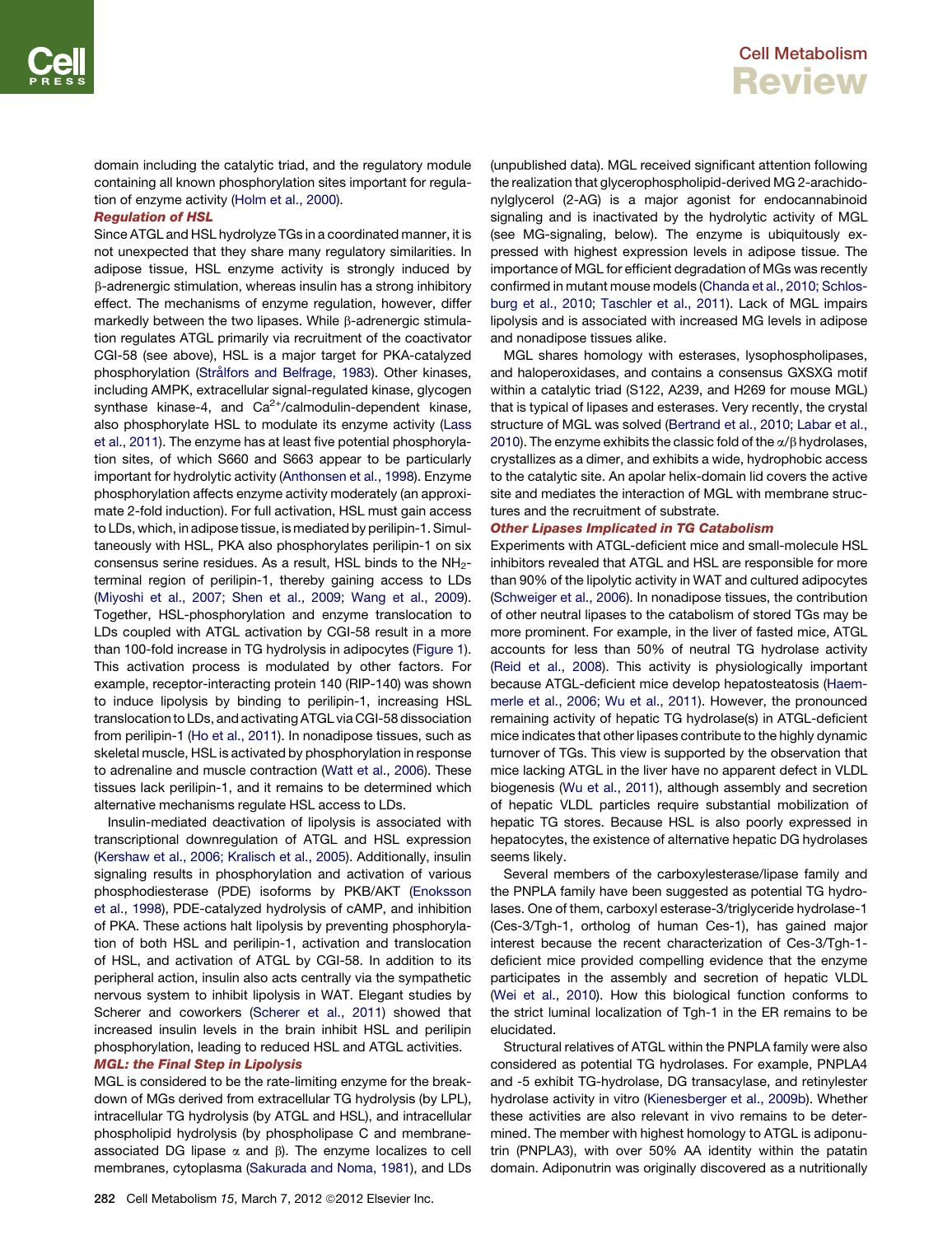domain including the catalytic triad, and the regulatory module containing all known phosphorylation sites important for regulation of enzyme activity (Holm et al., 2000).

### *Regulation of HSL*

Since ATGL and HSL hydrolyze TGs in a coordinated manner, it is not unexpected that they share many regulatory similarities. In adipose tissue, HSL enzyme activity is strongly induced by β-adrenergic stimulation, whereas insulin has a strong inhibitory effect. The mechanisms of enzyme regulation, however, differ markedly between the two lipases. While β-adrenergic stimulation regulates ATGL primarily via recruitment of the coactivator CGI-58 (see above), HSL is a major target for PKA-catalyzed phosphorylation (Strålfors and Belfrage, 1983). Other kinases, including AMPK, extracellular signal-regulated kinase, glycogen synthase kinase-4, and $Ca^{2+}$/calmodulin-dependent kinase, also phosphorylate HSL to modulate its enzyme activity (Lass et al., 2011). The enzyme has at least five potential phosphorylation sites, of which S660 and S663 appear to be particularly important for hydrolytic activity (Anthonsen et al., 1998). Enzyme phosphorylation affects enzyme activity moderately (an approximate 2-fold induction). For full activation, HSL must gain access to LDs, which, in adipose tissue, is mediated by perilipin-1. Simultaneously with HSL, PKA also phosphorylates perilipin-1 on six consensus serine residues. As a result, HSL binds to the $NH_2$-terminal region of perilipin-1, thereby gaining access to LDs (Miyoshi et al., 2007; Shen et al., 2009; Wang et al., 2009). Together, HSL-phosphorylation and enzyme translocation to LDs coupled with ATGL activation by CGI-58 result in a more than 100-fold increase in TG hydrolysis in adipocytes (Figure 1). This activation process is modulated by other factors. For example, receptor-interacting protein 140 (RIP-140) was shown to induce lipolysis by binding to perilipin-1, increasing HSL translocation to LDs, and activating ATGL via CGI-58 dissociation from perilipin-1 (Ho et al., 2011). In nonadipose tissues, such as skeletal muscle, HSL is activated by phosphorylation in response to adrenaline and muscle contraction (Watt et al., 2006). These tissues lack perilipin-1, and it remains to be determined which alternative mechanisms regulate HSL access to LDs.

Insulin-mediated deactivation of lipolysis is associated with transcriptional downregulation of ATGL and HSL expression (Kershaw et al., 2006; Kralisch et al., 2005). Additionally, insulin signaling results in phosphorylation and activation of various phosphodiesterase (PDE) isoforms by PKB/AKT (Enoksson et al., 1998), PDE-catalyzed hydrolysis of cAMP, and inhibition of PKA. These actions halt lipolysis by preventing phosphorylation of both HSL and perilipin-1, activation and translocation of HSL, and activation of ATGL by CGI-58. In addition to its peripheral action, insulin also acts centrally via the sympathetic nervous system to inhibit lipolysis in WAT. Elegant studies by Scherer and coworkers (Scherer et al., 2011) showed that increased insulin levels in the brain inhibit HSL and perilipin phosphorylation, leading to reduced HSL and ATGL activities.

### *MGL: the Final Step in Lipolysis*

MGL is considered to be the rate-limiting enzyme for the breakdown of MGs derived from extracellular TG hydrolysis (by LPL), intracellular TG hydrolysis (by ATGL and HSL), and intracellular phospholipid hydrolysis (by phospholipase C and membrane-associated DG lipase α and β). The enzyme localizes to cell membranes, cytoplasma (Sakurada and Noma, 1981), and LDs (unpublished data). MGL received significant attention following the realization that glycerophospholipid-derived MG 2-arachidonylglycerol (2-AG) is a major agonist for endocannabinoid signaling and is inactivated by the hydrolytic activity of MGL (see MG-signaling, below). The enzyme is ubiquitously expressed with highest expression levels in adipose tissue. The importance of MGL for efficient degradation of MGs was recently confirmed in mutant mouse models (Chanda et al., 2010; Schlosburg et al., 2010; Taschler et al., 2011). Lack of MGL impairs lipolysis and is associated with increased MG levels in adipose and nonadipose tissues alike.

MGL shares homology with esterases, lysophospholipases, and haloperoxidases, and contains a consensus GXSXG motif within a catalytic triad (S122, A239, and H269 for mouse MGL) that is typical of lipases and esterases. Very recently, the crystal structure of MGL was solved (Bertrand et al., 2010; Labar et al., 2010). The enzyme exhibits the classic fold of the α/β hydrolases, crystallizes as a dimer, and exhibits a wide, hydrophobic access to the catalytic site. An apolar helix-domain lid covers the active site and mediates the interaction of MGL with membrane structures and the recruitment of substrate.

### *Other Lipases Implicated in TG Catabolism*

Experiments with ATGL-deficient mice and small-molecule HSL inhibitors revealed that ATGL and HSL are responsible for more than 90% of the lipolytic activity in WAT and cultured adipocytes (Schweiger et al., 2006). In nonadipose tissues, the contribution of other neutral lipases to the catabolism of stored TGs may be more prominent. For example, in the liver of fasted mice, ATGL accounts for less than 50% of neutral TG hydrolase activity (Reid et al., 2008). This activity is physiologically important because ATGL-deficient mice develop hepatosteatosis (Haemmerle et al., 2006; Wu et al., 2011). However, the pronounced remaining activity of hepatic TG hydrolase(s) in ATGL-deficient mice indicates that other lipases contribute to the highly dynamic turnover of TGs. This view is supported by the observation that mice lacking ATGL in the liver have no apparent defect in VLDL biogenesis (Wu et al., 2011), although assembly and secretion of hepatic VLDL particles require substantial mobilization of hepatic TG stores. Because HSL is also poorly expressed in hepatocytes, the existence of alternative hepatic DG hydrolases seems likely.

Several members of the carboxylesterase/lipase family and the PNPLA family have been suggested as potential TG hydrolases. One of them, carboxyl esterase-3/triglyceride hydrolase-1 (Ces-3/Tgh-1, ortholog of human Ces-1), has gained major interest because the recent characterization of Ces-3/Tgh-1-deficient mice provided compelling evidence that the enzyme participates in the assembly and secretion of hepatic VLDL (Wei et al., 2010). How this biological function conforms to the strict luminal localization of Tgh-1 in the ER remains to be elucidated.

Structural relatives of ATGL within the PNPLA family were also considered as potential TG hydrolases. For example, PNPLA4 and -5 exhibit TG-hydrolase, DG transacylase, and retinylester hydrolase activity in vitro (Kienesberger et al., 2009b). Whether these activities are also relevant in vivo remains to be determined. The member with highest homology to ATGL is adiponutrin (PNPLA3), with over 50% AA identity within the patatin domain. Adiponutrin was originally discovered as a nutritionally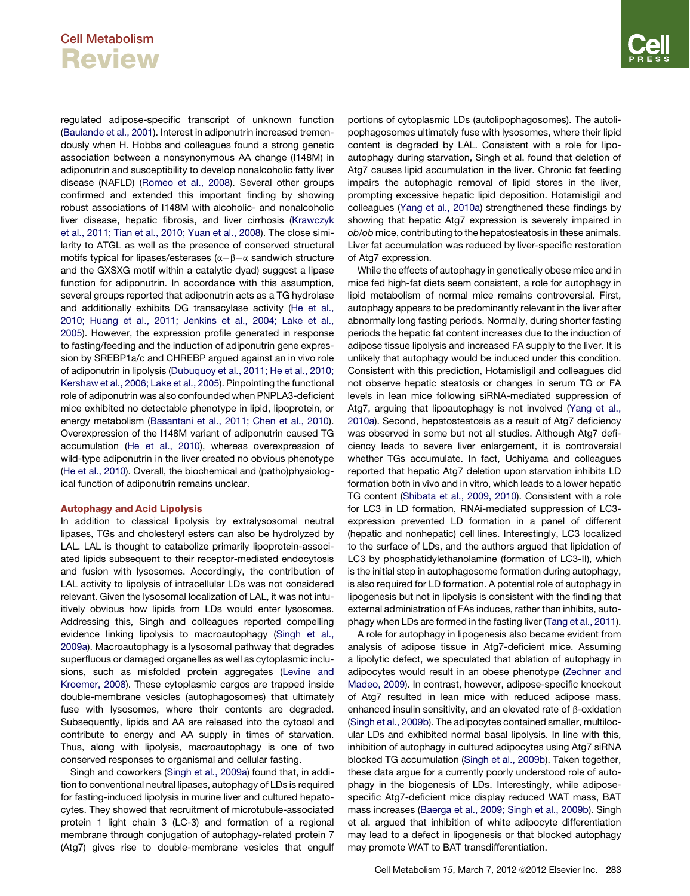regulated adipose-specific transcript of unknown function (Baulande et al., 2001). Interest in adiponutrin increased tremendously when H. Hobbs and colleagues found a strong genetic association between a nonsynonymous AA change (I148M) in adiponutrin and susceptibility to develop nonalcoholic fatty liver disease (NAFLD) (Romeo et al., 2008). Several other groups confirmed and extended this important finding by showing robust associations of I148M with alcoholic- and nonalcoholic liver disease, hepatic fibrosis, and liver cirrhosis (Krawczyk et al., 2011; Tian et al., 2010; Yuan et al., 2008). The close similarity to ATGL as well as the presence of conserved structural motifs typical for lipases/esterases ($\alpha-\beta-\alpha$ sandwich structure and the GXSXG motif within a catalytic dyad) suggest a lipase function for adiponutrin. In accordance with this assumption, several groups reported that adiponutrin acts as a TG hydrolase and additionally exhibits DG transacylase activity (He et al., 2010; Huang et al., 2011; Jenkins et al., 2004; Lake et al., 2005). However, the expression profile generated in response to fasting/feeding and the induction of adiponutrin gene expression by SREBP1a/c and CHREBP argued against an in vivo role of adiponutrin in lipolysis (Dubuquoy et al., 2011; He et al., 2010; Kershaw et al., 2006; Lake et al., 2005). Pinpointing the functional role of adiponutrin was also confounded when PNPLA3-deficient mice exhibited no detectable phenotype in lipid, lipoprotein, or energy metabolism (Basantani et al., 2011; Chen et al., 2010). Overexpression of the I148M variant of adiponutrin caused TG accumulation (He et al., 2010), whereas overexpression of wild-type adiponutrin in the liver created no obvious phenotype (He et al., 2010). Overall, the biochemical and (patho)physiological function of adiponutrin remains unclear.

## Autophagy and Acid Lipolysis

In addition to classical lipolysis by extralysosomal neutral lipases, TGs and cholesteryl esters can also be hydrolyzed by LAL. LAL is thought to catabolize primarily lipoprotein-associated lipids subsequent to their receptor-mediated endocytosis and fusion with lysosomes. Accordingly, the contribution of LAL activity to lipolysis of intracellular LDs was not considered relevant. Given the lysosomal localization of LAL, it was not intuitively obvious how lipids from LDs would enter lysosomes. Addressing this, Singh and colleagues reported compelling evidence linking lipolysis to macroautophagy (Singh et al., 2009a). Macroautophagy is a lysosomal pathway that degrades superfluous or damaged organelles as well as cytoplasmic inclusions, such as misfolded protein aggregates (Levine and Kroemer, 2008). These cytoplasmic cargos are trapped inside double-membrane vesicles (autophagosomes) that ultimately fuse with lysosomes, where their contents are degraded. Subsequently, lipids and AA are released into the cytosol and contribute to energy and AA supply in times of starvation. Thus, along with lipolysis, macroautophagy is one of two conserved responses to organismal and cellular fasting.

Singh and coworkers (Singh et al., 2009a) found that, in addition to conventional neutral lipases, autophagy of LDs is required for fasting-induced lipolysis in murine liver and cultured hepatocytes. They showed that recruitment of microtubule-associated protein 1 light chain 3 (LC-3) and formation of a regional membrane through conjugation of autophagy-related protein 7 (Atg7) gives rise to double-membrane vesicles that engulf portions of cytoplasmic LDs (autolipophagosomes). The autolipophagosomes ultimately fuse with lysosomes, where their lipid content is degraded by LAL. Consistent with a role for lipoautophagy during starvation, Singh et al. found that deletion of Atg7 causes lipid accumulation in the liver. Chronic fat feeding impairs the autophagic removal of lipid stores in the liver, prompting excessive hepatic lipid deposition. Hotamisligil and colleagues (Yang et al., 2010a) strengthened these findings by showing that hepatic Atg7 expression is severely impaired in *ob/ob* mice, contributing to the hepatosteatosis in these animals. Liver fat accumulation was reduced by liver-specific restoration of Atg7 expression.

While the effects of autophagy in genetically obese mice and in mice fed high-fat diets seem consistent, a role for autophagy in lipid metabolism of normal mice remains controversial. First, autophagy appears to be predominantly relevant in the liver after abnormally long fasting periods. Normally, during shorter fasting periods the hepatic fat content increases due to the induction of adipose tissue lipolysis and increased FA supply to the liver. It is unlikely that autophagy would be induced under this condition. Consistent with this prediction, Hotamisligil and colleagues did not observe hepatic steatosis or changes in serum TG or FA levels in lean mice following siRNA-mediated suppression of Atg7, arguing that lipoautophagy is not involved (Yang et al., 2010a). Second, hepatosteatosis as a result of Atg7 deficiency was observed in some but not all studies. Although Atg7 deficiency leads to severe liver enlargement, it is controversial whether TGs accumulate. In fact, Uchiyama and colleagues reported that hepatic Atg7 deletion upon starvation inhibits LD formation both in vivo and in vitro, which leads to a lower hepatic TG content (Shibata et al., 2009, 2010). Consistent with a role for LC3 in LD formation, RNAi-mediated suppression of LC3-expression prevented LD formation in a panel of different (hepatic and nonhepatic) cell lines. Interestingly, LC3 localized to the surface of LDs, and the authors argued that lipidation of LC3 by phosphatidylethanolamine (formation of LC3-II), which is the initial step in autophagosome formation during autophagy, is also required for LD formation. A potential role of autophagy in lipogenesis but not in lipolysis is consistent with the finding that external administration of FAs induces, rather than inhibits, autophagy when LDs are formed in the fasting liver (Tang et al., 2011).

A role for autophagy in lipogenesis also became evident from analysis of adipose tissue in Atg7-deficient mice. Assuming a lipolytic defect, we speculated that ablation of autophagy in adipocytes would result in an obese phenotype (Zechner and Madeo, 2009). In contrast, however, adipose-specific knockout of Atg7 resulted in lean mice with reduced adipose mass, enhanced insulin sensitivity, and an elevated rate of $\beta$-oxidation (Singh et al., 2009b). The adipocytes contained smaller, multilocular LDs and exhibited normal basal lipolysis. In line with this, inhibition of autophagy in cultured adipocytes using Atg7 siRNA blocked TG accumulation (Singh et al., 2009b). Taken together, these data argue for a currently poorly understood role of autophagy in the biogenesis of LDs. Interestingly, while adipose-specific Atg7-deficient mice display reduced WAT mass, BAT mass increases (Baerga et al., 2009; Singh et al., 2009b). Singh et al. argued that inhibition of white adipocyte differentiation may lead to a defect in lipogenesis or that blocked autophagy may promote WAT to BAT transdifferentiation.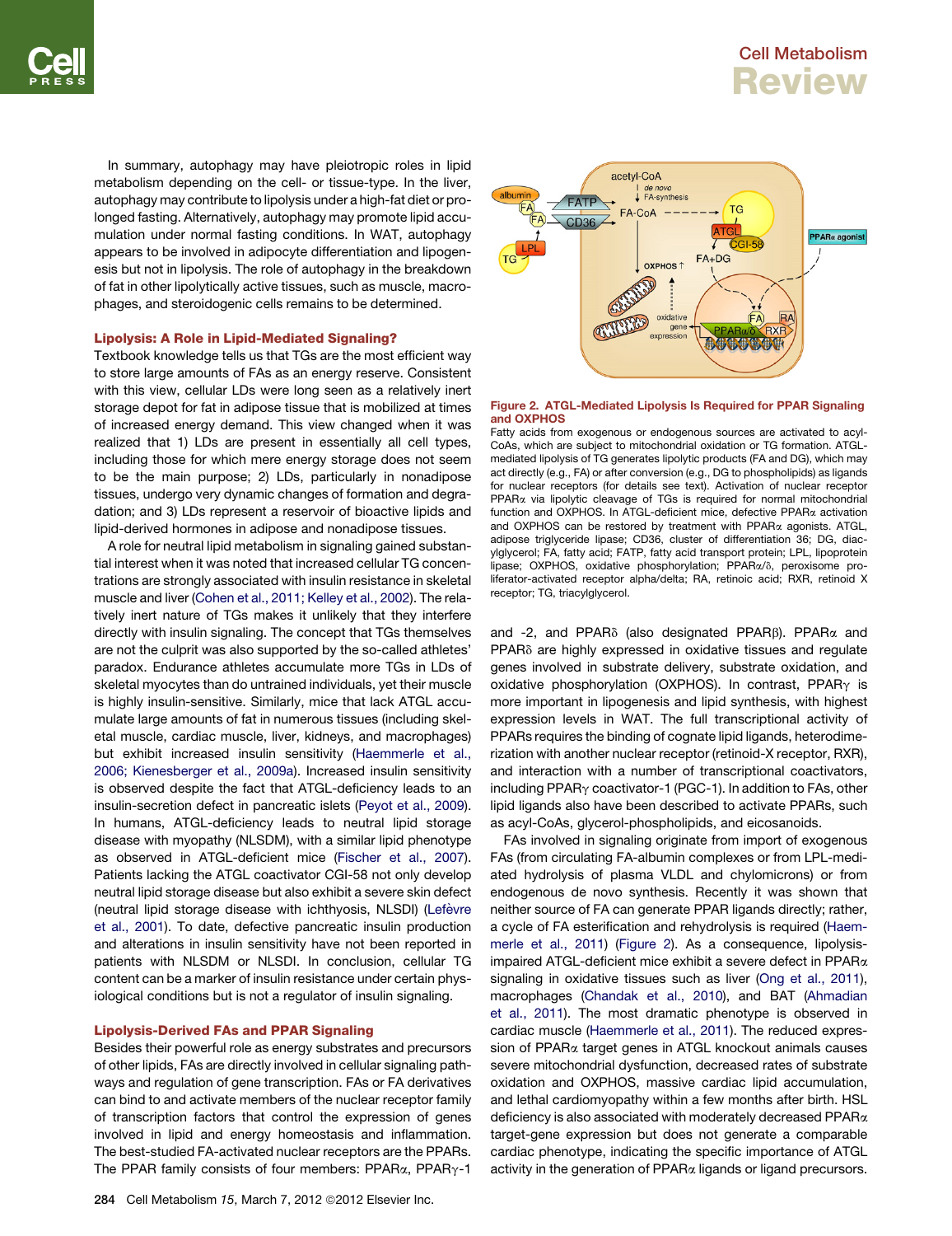In summary, autophagy may have pleiotropic roles in lipid metabolism depending on the cell- or tissue-type. In the liver, autophagy may contribute to lipolysis under a high-fat diet or prolonged fasting. Alternatively, autophagy may promote lipid accumulation under normal fasting conditions. In WAT, autophagy appears to be involved in adipocyte differentiation and lipogenesis but not in lipolysis. The role of autophagy in the breakdown of fat in other lipolytically active tissues, such as muscle, macrophages, and steroidogenic cells remains to be determined.

### Lipolysis: A Role in Lipid-Mediated Signaling?

Textbook knowledge tells us that TGs are the most efficient way to store large amounts of FAs as an energy reserve. Consistent with this view, cellular LDs were long seen as a relatively inert storage depot for fat in adipose tissue that is mobilized at times of increased energy demand. This view changed when it was realized that 1) LDs are present in essentially all cell types, including those for which mere energy storage does not seem to be the main purpose; 2) LDs, particularly in nonadipose tissues, undergo very dynamic changes of formation and degradation; and 3) LDs represent a reservoir of bioactive lipids and lipid-derived hormones in adipose and nonadipose tissues.

A role for neutral lipid metabolism in signaling gained substantial interest when it was noted that increased cellular TG concentrations are strongly associated with insulin resistance in skeletal muscle and liver (Cohen et al., 2011; Kelley et al., 2002). The relatively inert nature of TGs makes it unlikely that they interfere directly with insulin signaling. The concept that TGs themselves are not the culprit was also supported by the so-called athletes' paradox. Endurance athletes accumulate more TGs in LDs of skeletal myocytes than do untrained individuals, yet their muscle is highly insulin-sensitive. Similarly, mice that lack ATGL accumulate large amounts of fat in numerous tissues (including skeletal muscle, cardiac muscle, liver, kidneys, and macrophages) but exhibit increased insulin sensitivity (Haemmerle et al., 2006; Kienesberger et al., 2009a). Increased insulin sensitivity is observed despite the fact that ATGL-deficiency leads to an insulin-secretion defect in pancreatic islets (Peyot et al., 2009). In humans, ATGL-deficiency leads to neutral lipid storage disease with myopathy (NLSDM), with a similar lipid phenotype as observed in ATGL-deficient mice (Fischer et al., 2007). Patients lacking the ATGL coactivator CGI-58 not only develop neutral lipid storage disease but also exhibit a severe skin defect (neutral lipid storage disease with ichthyosis, NLSDI) (Lefèvre et al., 2001). To date, defective pancreatic insulin production and alterations in insulin sensitivity have not been reported in patients with NLSDM or NLSDI. In conclusion, cellular TG content can be a marker of insulin resistance under certain physiological conditions but is not a regulator of insulin signaling.

### Lipolysis-Derived FAs and PPAR Signaling

Besides their powerful role as energy substrates and precursors of other lipids, FAs are directly involved in cellular signaling pathways and regulation of gene transcription. FAs or FA derivatives can bind to and activate members of the nuclear receptor family of transcription factors that control the expression of genes involved in lipid and energy homeostasis and inflammation. The best-studied FA-activated nuclear receptors are the PPARs. The PPAR family consists of four members: PPARα, PPARγ-1 and -2, and PPARδ (also designated PPARβ). PPARα and PPARδ are highly expressed in oxidative tissues and regulate genes involved in substrate delivery, substrate oxidation, and oxidative phosphorylation (OXPHOS). In contrast, PPARγ is more important in lipogenesis and lipid synthesis, with highest expression levels in WAT. The full transcriptional activity of PPARs requires the binding of cognate lipid ligands, heterodimerization with another nuclear receptor (retinoid-X receptor, RXR), and interaction with a number of transcriptional coactivators, including PPARγ coactivator-1 (PGC-1). In addition to FAs, other lipid ligands also have been described to activate PPARs, such as acyl-CoAs, glycerol-phospholipids, and eicosanoids.

acetyl-CoA
de novo FA-synthesis
albumin
FA
FA
FATP
CD36
FA-CoA
TG
ATGL
CGI-58
PPARα agonist
LPL
TG
FA+DG
OXPHOS ↑
oxidative gene expression
FA
RA
PPARα/δ
RXR

**Figure 2. ATGL-Mediated Lipolysis Is Required for PPAR Signaling and OXPHOS**

Fatty acids from exogenous or endogenous sources are activated to acyl-CoAs, which are subject to mitochondrial oxidation or TG formation. ATGL-mediated lipolysis of TG generates lipolytic products (FA and DG), which may act directly (e.g., FA) or after conversion (e.g., DG to phospholipids) as ligands for nuclear receptors (for details see text). Activation of nuclear receptor PPARα via lipolytic cleavage of TGs is required for normal mitochondrial function and OXPHOS. In ATGL-deficient mice, defective PPARα activation and OXPHOS can be restored by treatment with PPARα agonists. ATGL, adipose triglyceride lipase; CD36, cluster of differentiation 36; DG, diacylglycerol; FA, fatty acid; FATP, fatty acid transport protein; LPL, lipoprotein lipase; OXPHOS, oxidative phosphorylation; PPARα/δ, peroxisome proliferator-activated receptor alpha/delta; RA, retinoic acid; RXR, retinoid X receptor; TG, triacylglycerol.

FAs involved in signaling originate from import of exogenous FAs (from circulating FA-albumin complexes or from LPL-mediated hydrolysis of plasma VLDL and chylomicrons) or from endogenous de novo synthesis. Recently it was shown that neither source of FA can generate PPAR ligands directly; rather, a cycle of FA esterification and rehydrolysis is required (Haemmerle et al., 2011) (Figure 2). As a consequence, lipolysis-impaired ATGL-deficient mice exhibit a severe defect in PPARα signaling in oxidative tissues such as liver (Ong et al., 2011), macrophages (Chandak et al., 2010), and BAT (Ahmadian et al., 2011). The most dramatic phenotype is observed in cardiac muscle (Haemmerle et al., 2011). The reduced expression of PPARα target genes in ATGL knockout animals causes severe mitochondrial dysfunction, decreased rates of substrate oxidation and OXPHOS, massive cardiac lipid accumulation, and lethal cardiomyopathy within a few months after birth. HSL deficiency is also associated with moderately decreased PPARα target-gene expression but does not generate a comparable cardiac phenotype, indicating the specific importance of ATGL activity in the generation of PPARα ligands or ligand precursors.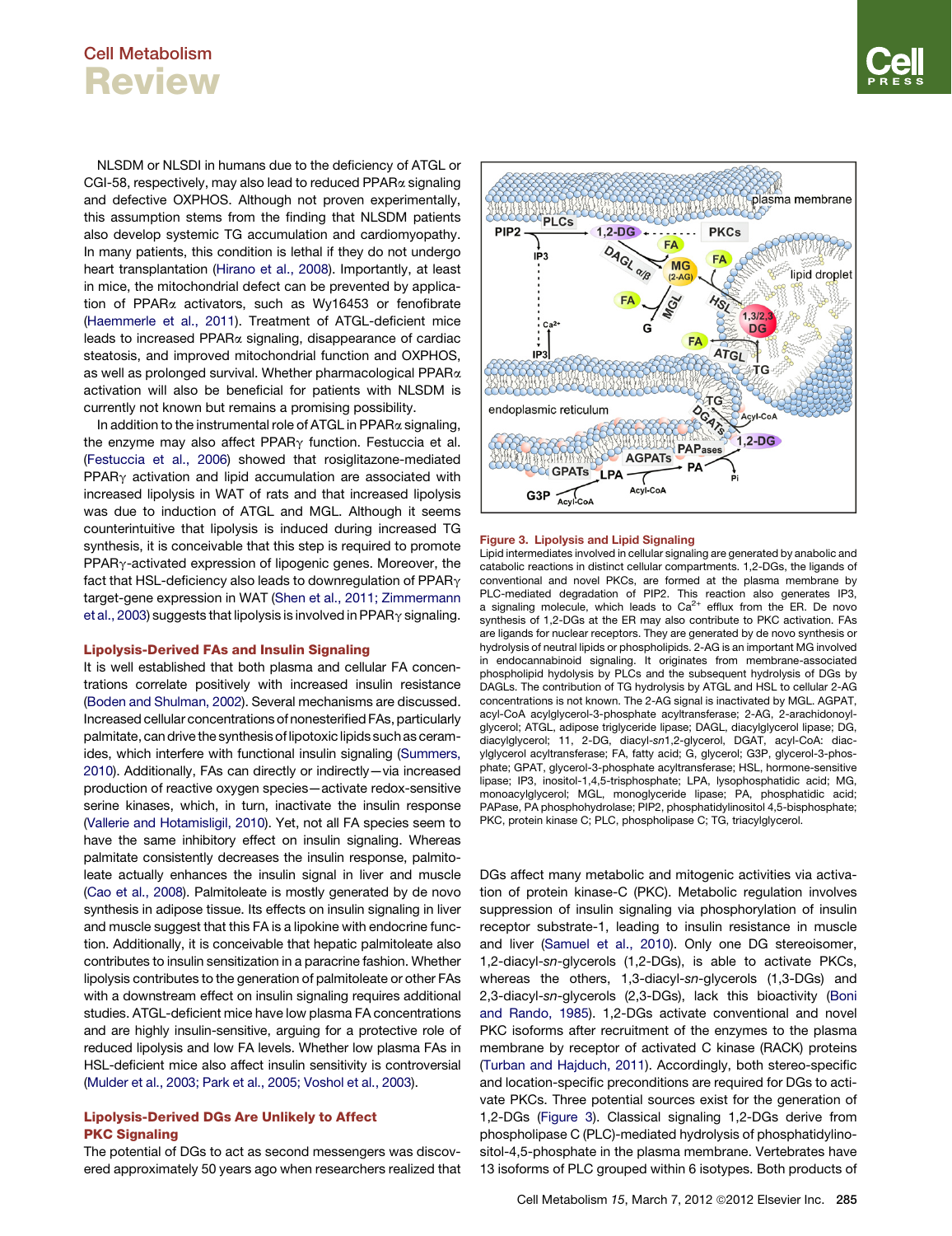NLSDM or NLSDI in humans due to the deficiency of ATGL or CGI-58, respectively, may also lead to reduced PPARα signaling and defective OXPHOS. Although not proven experimentally, this assumption stems from the finding that NLSDM patients also develop systemic TG accumulation and cardiomyopathy. In many patients, this condition is lethal if they do not undergo heart transplantation (Hirano et al., 2008). Importantly, at least in mice, the mitochondrial defect can be prevented by application of PPARα activators, such as Wy16453 or fenofibrate (Haemmerle et al., 2011). Treatment of ATGL-deficient mice leads to increased PPARα signaling, disappearance of cardiac steatosis, and improved mitochondrial function and OXPHOS, as well as prolonged survival. Whether pharmacological PPARα activation will also be beneficial for patients with NLSDM is currently not known but remains a promising possibility.

In addition to the instrumental role of ATGL in PPARα signaling, the enzyme may also affect PPARγ function. Festuccia et al. (Festuccia et al., 2006) showed that rosiglitazone-mediated PPARγ activation and lipid accumulation are associated with increased lipolysis in WAT of rats and that increased lipolysis was due to induction of ATGL and MGL. Although it seems counterintuitive that lipolysis is induced during increased TG synthesis, it is conceivable that this step is required to promote PPARγ-activated expression of lipogenic genes. Moreover, the fact that HSL-deficiency also leads to downregulation of PPARγ target-gene expression in WAT (Shen et al., 2011; Zimmermann et al., 2003) suggests that lipolysis is involved in PPARγ signaling.

## Lipolysis-Derived FAs and Insulin Signaling

It is well established that both plasma and cellular FA concentrations correlate positively with increased insulin resistance (Boden and Shulman, 2002). Several mechanisms are discussed. Increased cellular concentrations of nonesterified FAs, particularly palmitate, can drive the synthesis of lipotoxic lipids such as ceramides, which interfere with functional insulin signaling (Summers, 2010). Additionally, FAs can directly or indirectly—via increased production of reactive oxygen species—activate redox-sensitive serine kinases, which, in turn, inactivate the insulin response (Vallerie and Hotamisligil, 2010). Yet, not all FA species seem to have the same inhibitory effect on insulin signaling. Whereas palmitate consistently decreases the insulin response, palmitoleate actually enhances the insulin signal in liver and muscle (Cao et al., 2008). Palmitoleate is mostly generated by de novo synthesis in adipose tissue. Its effects on insulin signaling in liver and muscle suggest that this FA is a lipokine with endocrine function. Additionally, it is conceivable that hepatic palmitoleate also contributes to insulin sensitization in a paracrine fashion. Whether lipolysis contributes to the generation of palmitoleate or other FAs with a downstream effect on insulin signaling requires additional studies. ATGL-deficient mice have low plasma FA concentrations and are highly insulin-sensitive, arguing for a protective role of reduced lipolysis and low FA levels. Whether low plasma FAs in HSL-deficient mice also affect insulin sensitivity is controversial (Mulder et al., 2003; Park et al., 2005; Voshol et al., 2003).

## Lipolysis-Derived DGs Are Unlikely to Affect PKC Signaling

The potential of DGs to act as second messengers was discovered approximately 50 years ago when researchers realized that DGs affect many metabolic and mitogenic activities via activation of protein kinase-C (PKC). Metabolic regulation involves suppression of insulin signaling via phosphorylation of insulin receptor substrate-1, leading to insulin resistance in muscle and liver (Samuel et al., 2010). Only one DG stereoisomer, 1,2-diacyl-*sn*-glycerols (1,2-DGs), is able to activate PKCs, whereas the others, 1,3-diacyl-*sn*-glycerols (1,3-DGs) and 2,3-diacyl-*sn*-glycerols (2,3-DGs), lack this bioactivity (Boni and Rando, 1985). 1,2-DGs activate conventional and novel PKC isoforms after recruitment of the enzymes to the plasma membrane by receptor of activated C kinase (RACK) proteins (Turban and Hajduch, 2011). Accordingly, both stereo-specific and location-specific preconditions are required for DGs to activate PKCs. Three potential sources exist for the generation of 1,2-DGs (Figure 3). Classical signaling 1,2-DGs derive from phospholipase C (PLC)-mediated hydrolysis of phosphatidylinositol-4,5-phosphate in the plasma membrane. Vertebrates have 13 isoforms of PLC grouped within 6 isotypes. Both products of

**Figure 3. Lipolysis and Lipid Signaling**

Lipid intermediates involved in cellular signaling are generated by anabolic and catabolic reactions in distinct cellular compartments. 1,2-DGs, the ligands of conventional and novel PKCs, are formed at the plasma membrane by PLC-mediated degradation of PIP2. This reaction also generates IP3, a signaling molecule, which leads to $Ca^{2+}$ efflux from the ER. De novo synthesis of 1,2-DGs at the ER may also contribute to PKC activation. FAs are ligands for nuclear receptors. They are generated by de novo synthesis or hydrolysis of neutral lipids or phospholipids. 2-AG is an important MG involved in endocannabinoid signaling. It originates from membrane-associated phospholipid hydrolysis by PLCs and the subsequent hydrolysis of DGs by DAGLs. The contribution of TG hydrolysis by ATGL and HSL to cellular 2-AG concentrations is not known. The 2-AG signal is inactivated by MGL. AGPAT, acyl-CoA acylglycerol-3-phosphate acyltransferase; 2-AG, 2-arachidonoylglycerol; ATGL, adipose triglyceride lipase; DAGL, diacylglycerol lipase; DG, diacylglycerol; 11, 2-DG, diacyl-*sn*1,2-glycerol, DGAT, acyl-CoA: diacylglycerol acyltransferase; FA, fatty acid; G, glycerol; G3P, glycerol-3-phosphate; GPAT, glycerol-3-phosphate acyltransferase; HSL, hormone-sensitive lipase; IP3, inositol-1,4,5-trisphosphate; LPA, lysophosphatidic acid; MG, monoacylglycerol; MGL, monoglyceride lipase; PA, phosphatidic acid; PAPase, PA phosphohydrolase; PIP2, phosphatidylinositol 4,5-bisphosphate; PKC, protein kinase C; PLC, phospholipase C; TG, triacylglycerol.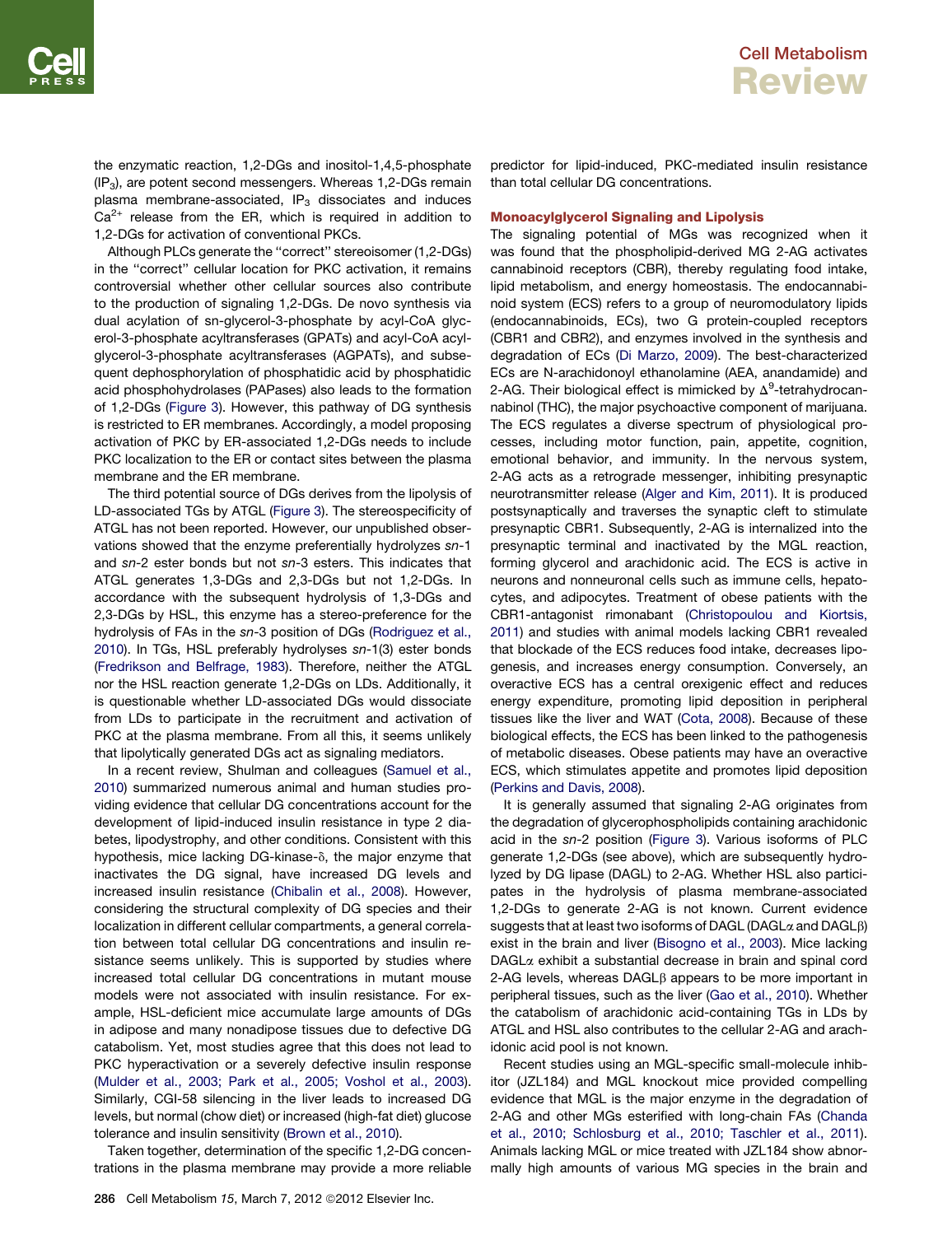the enzymatic reaction, 1,2-DGs and inositol-1,4,5-phosphate ($IP_3$), are potent second messengers. Whereas 1,2-DGs remain plasma membrane-associated, $IP_3$ dissociates and induces $Ca^{2+}$ release from the ER, which is required in addition to 1,2-DGs for activation of conventional PKCs.

Although PLCs generate the "correct" stereoisomer (1,2-DGs) in the "correct" cellular location for PKC activation, it remains controversial whether other cellular sources also contribute to the production of signaling 1,2-DGs. De novo synthesis via dual acylation of sn-glycerol-3-phosphate by acyl-CoA glycerol-3-phosphate acyltransferases (GPATs) and acyl-CoA acylglycerol-3-phosphate acyltransferases (AGPATs), and subsequent dephosphorylation of phosphatidic acid by phosphatidic acid phosphohydrolases (PAPases) also leads to the formation of 1,2-DGs (Figure 3). However, this pathway of DG synthesis is restricted to ER membranes. Accordingly, a model proposing activation of PKC by ER-associated 1,2-DGs needs to include PKC localization to the ER or contact sites between the plasma membrane and the ER membrane.

The third potential source of DGs derives from the lipolysis of LD-associated TGs by ATGL (Figure 3). The stereospecificity of ATGL has not been reported. However, our unpublished observations showed that the enzyme preferentially hydrolyzes *sn*-1 and *sn*-2 ester bonds but not *sn*-3 esters. This indicates that ATGL generates 1,3-DGs and 2,3-DGs but not 1,2-DGs. In accordance with the subsequent hydrolysis of 1,3-DGs and 2,3-DGs by HSL, this enzyme has a stereo-preference for the hydrolysis of FAs in the *sn*-3 position of DGs (Rodriguez et al., 2010). In TGs, HSL preferably hydrolyses *sn*-1(3) ester bonds (Fredrikson and Belfrage, 1983). Therefore, neither the ATGL nor the HSL reaction generate 1,2-DGs on LDs. Additionally, it is questionable whether LD-associated DGs would dissociate from LDs to participate in the recruitment and activation of PKC at the plasma membrane. From all this, it seems unlikely that lipolytically generated DGs act as signaling mediators.

In a recent review, Shulman and colleagues (Samuel et al., 2010) summarized numerous animal and human studies providing evidence that cellular DG concentrations account for the development of lipid-induced insulin resistance in type 2 diabetes, lipodystrophy, and other conditions. Consistent with this hypothesis, mice lacking DG-kinase-δ, the major enzyme that inactivates the DG signal, have increased DG levels and increased insulin resistance (Chibalin et al., 2008). However, considering the structural complexity of DG species and their localization in different cellular compartments, a general correlation between total cellular DG concentrations and insulin resistance seems unlikely. This is supported by studies where increased total cellular DG concentrations in mutant mouse models were not associated with insulin resistance. For example, HSL-deficient mice accumulate large amounts of DGs in adipose and many nonadipose tissues due to defective DG catabolism. Yet, most studies agree that this does not lead to PKC hyperactivation or a severely defective insulin response (Mulder et al., 2003; Park et al., 2005; Voshol et al., 2003). Similarly, CGI-58 silencing in the liver leads to increased DG levels, but normal (chow diet) or increased (high-fat diet) glucose tolerance and insulin sensitivity (Brown et al., 2010).

Taken together, determination of the specific 1,2-DG concentrations in the plasma membrane may provide a more reliable predictor for lipid-induced, PKC-mediated insulin resistance than total cellular DG concentrations.

## Monoacylglycerol Signaling and Lipolysis

The signaling potential of MGs was recognized when it was found that the phospholipid-derived MG 2-AG activates cannabinoid receptors (CBR), thereby regulating food intake, lipid metabolism, and energy homeostasis. The endocannabinoid system (ECS) refers to a group of neuromodulatory lipids (endocannabinoids, ECs), two G protein-coupled receptors (CBR1 and CBR2), and enzymes involved in the synthesis and degradation of ECs (Di Marzo, 2009). The best-characterized ECs are N-arachidonoyl ethanolamine (AEA, anandamide) and 2-AG. Their biological effect is mimicked by $\Delta^9$-tetrahydrocannabinol (THC), the major psychoactive component of marijuana. The ECS regulates a diverse spectrum of physiological processes, including motor function, pain, appetite, cognition, emotional behavior, and immunity. In the nervous system, 2-AG acts as a retrograde messenger, inhibiting presynaptic neurotransmitter release (Alger and Kim, 2011). It is produced postsynaptically and traverses the synaptic cleft to stimulate presynaptic CBR1. Subsequently, 2-AG is internalized into the presynaptic terminal and inactivated by the MGL reaction, forming glycerol and arachidonic acid. The ECS is active in neurons and nonneuronal cells such as immune cells, hepatocytes, and adipocytes. Treatment of obese patients with the CBR1-antagonist rimonabant (Christopoulou and Kiortsis, 2011) and studies with animal models lacking CBR1 revealed that blockade of the ECS reduces food intake, decreases lipogenesis, and increases energy consumption. Conversely, an overactive ECS has a central orexigenic effect and reduces energy expenditure, promoting lipid deposition in peripheral tissues like the liver and WAT (Cota, 2008). Because of these biological effects, the ECS has been linked to the pathogenesis of metabolic diseases. Obese patients may have an overactive ECS, which stimulates appetite and promotes lipid deposition (Perkins and Davis, 2008).

It is generally assumed that signaling 2-AG originates from the degradation of glycerophospholipids containing arachidonic acid in the *sn*-2 position (Figure 3). Various isoforms of PLC generate 1,2-DGs (see above), which are subsequently hydrolyzed by DG lipase (DAGL) to 2-AG. Whether HSL also participates in the hydrolysis of plasma membrane-associated 1,2-DGs to generate 2-AG is not known. Current evidence suggests that at least two isoforms of DAGL (DAGLα and DAGLβ) exist in the brain and liver (Bisogno et al., 2003). Mice lacking DAGLα exhibit a substantial decrease in brain and spinal cord 2-AG levels, whereas DAGLβ appears to be more important in peripheral tissues, such as the liver (Gao et al., 2010). Whether the catabolism of arachidonic acid-containing TGs in LDs by ATGL and HSL also contributes to the cellular 2-AG and arachidonic acid pool is not known.

Recent studies using an MGL-specific small-molecule inhibitor (JZL184) and MGL knockout mice provided compelling evidence that MGL is the major enzyme in the degradation of 2-AG and other MGs esterified with long-chain FAs (Chanda et al., 2010; Schlosburg et al., 2010; Taschler et al., 2011). Animals lacking MGL or mice treated with JZL184 show abnormally high amounts of various MG species in the brain and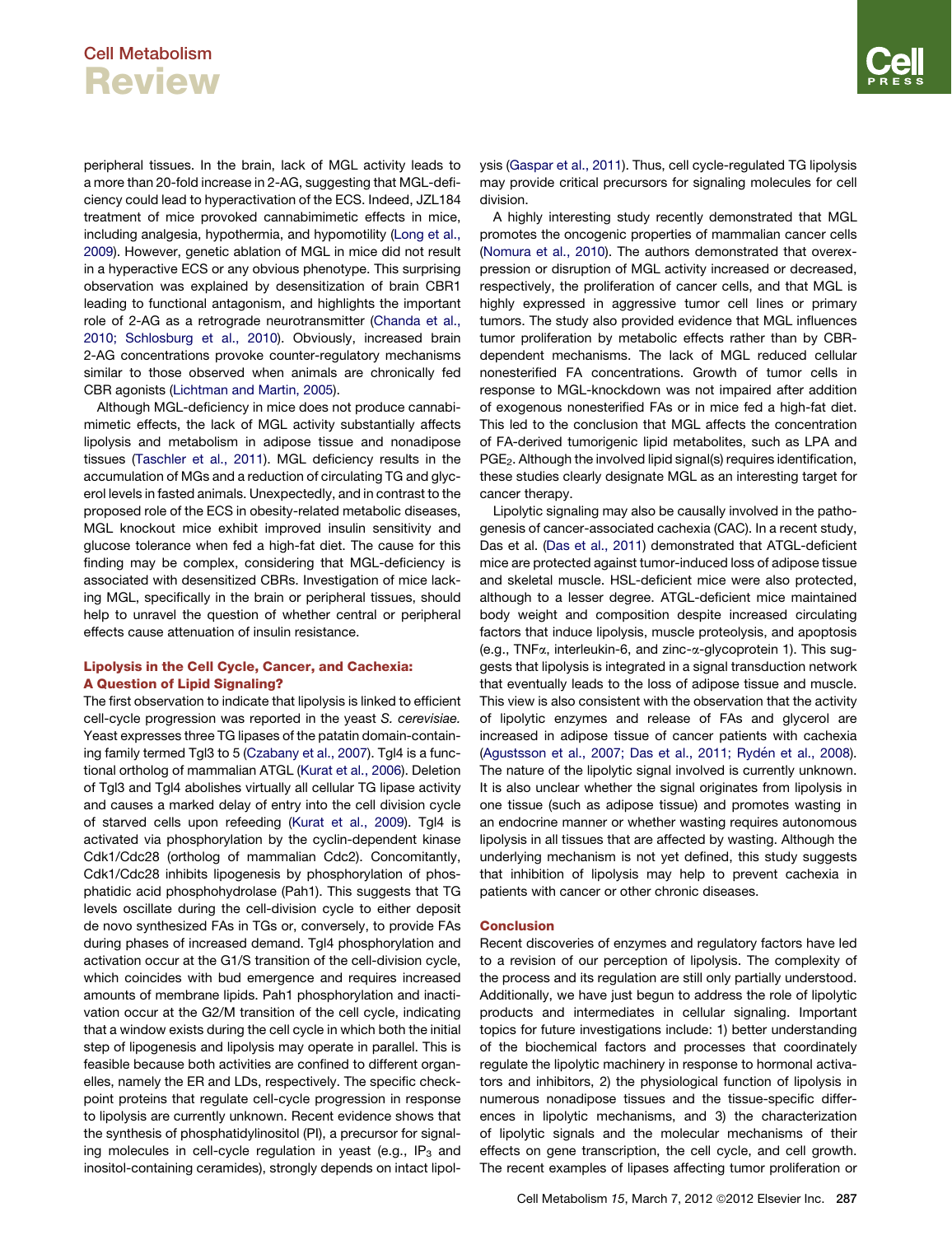peripheral tissues. In the brain, lack of MGL activity leads to a more than 20-fold increase in 2-AG, suggesting that MGL-deficiency could lead to hyperactivation of the ECS. Indeed, JZL184 treatment of mice provoked cannabimimetic effects in mice, including analgesia, hypothermia, and hypomotility (Long et al., 2009). However, genetic ablation of MGL in mice did not result in a hyperactive ECS or any obvious phenotype. This surprising observation was explained by desensitization of brain CBR1 leading to functional antagonism, and highlights the important role of 2-AG as a retrograde neurotransmitter (Chanda et al., 2010; Schlosburg et al., 2010). Obviously, increased brain 2-AG concentrations provoke counter-regulatory mechanisms similar to those observed when animals are chronically fed CBR agonists (Lichtman and Martin, 2005).

Although MGL-deficiency in mice does not produce cannabimimetic effects, the lack of MGL activity substantially affects lipolysis and metabolism in adipose tissue and nonadipose tissues (Taschler et al., 2011). MGL deficiency results in the accumulation of MGs and a reduction of circulating TG and glycerol levels in fasted animals. Unexpectedly, and in contrast to the proposed role of the ECS in obesity-related metabolic diseases, MGL knockout mice exhibit improved insulin sensitivity and glucose tolerance when fed a high-fat diet. The cause for this finding may be complex, considering that MGL-deficiency is associated with desensitized CBRs. Investigation of mice lacking MGL, specifically in the brain or peripheral tissues, should help to unravel the question of whether central or peripheral effects cause attenuation of insulin resistance.

## Lipolysis in the Cell Cycle, Cancer, and Cachexia: A Question of Lipid Signaling?

The first observation to indicate that lipolysis is linked to efficient cell-cycle progression was reported in the yeast *S. cerevisiae.* Yeast expresses three TG lipases of the patatin domain-containing family termed Tgl3 to 5 (Czabany et al., 2007). Tgl4 is a functional ortholog of mammalian ATGL (Kurat et al., 2006). Deletion of Tgl3 and Tgl4 abolishes virtually all cellular TG lipase activity and causes a marked delay of entry into the cell division cycle of starved cells upon refeeding (Kurat et al., 2009). Tgl4 is activated via phosphorylation by the cyclin-dependent kinase Cdk1/Cdc28 (ortholog of mammalian Cdc2). Concomitantly, Cdk1/Cdc28 inhibits lipogenesis by phosphorylation of phosphatidic acid phosphohydrolase (Pah1). This suggests that TG levels oscillate during the cell-division cycle to either deposit de novo synthesized FAs in TGs or, conversely, to provide FAs during phases of increased demand. Tgl4 phosphorylation and activation occur at the G1/S transition of the cell-division cycle, which coincides with bud emergence and requires increased amounts of membrane lipids. Pah1 phosphorylation and inactivation occur at the G2/M transition of the cell cycle, indicating that a window exists during the cell cycle in which both the initial step of lipogenesis and lipolysis may operate in parallel. This is feasible because both activities are confined to different organelles, namely the ER and LDs, respectively. The specific checkpoint proteins that regulate cell-cycle progression in response to lipolysis are currently unknown. Recent evidence shows that the synthesis of phosphatidylinositol (PI), a precursor for signaling molecules in cell-cycle regulation in yeast (e.g., $IP_3$ and inositol-containing ceramides), strongly depends on intact lipolysis (Gaspar et al., 2011). Thus, cell cycle-regulated TG lipolysis may provide critical precursors for signaling molecules for cell division.

A highly interesting study recently demonstrated that MGL promotes the oncogenic properties of mammalian cancer cells (Nomura et al., 2010). The authors demonstrated that overexpression or disruption of MGL activity increased or decreased, respectively, the proliferation of cancer cells, and that MGL is highly expressed in aggressive tumor cell lines or primary tumors. The study also provided evidence that MGL influences tumor proliferation by metabolic effects rather than by CBR-dependent mechanisms. The lack of MGL reduced cellular nonesterified FA concentrations. Growth of tumor cells in response to MGL-knockdown was not impaired after addition of exogenous nonesterified FAs or in mice fed a high-fat diet. This led to the conclusion that MGL affects the concentration of FA-derived tumorigenic lipid metabolites, such as LPA and $PGE_2$. Although the involved lipid signal(s) requires identification, these studies clearly designate MGL as an interesting target for cancer therapy.

Lipolytic signaling may also be causally involved in the pathogenesis of cancer-associated cachexia (CAC). In a recent study, Das et al. (Das et al., 2011) demonstrated that ATGL-deficient mice are protected against tumor-induced loss of adipose tissue and skeletal muscle. HSL-deficient mice were also protected, although to a lesser degree. ATGL-deficient mice maintained body weight and composition despite increased circulating factors that induce lipolysis, muscle proteolysis, and apoptosis (e.g., TNF$\alpha$, interleukin-6, and zinc-$\alpha$-glycoprotein 1). This suggests that lipolysis is integrated in a signal transduction network that eventually leads to the loss of adipose tissue and muscle. This view is also consistent with the observation that the activity of lipolytic enzymes and release of FAs and glycerol are increased in adipose tissue of cancer patients with cachexia (Agustsson et al., 2007; Das et al., 2011; Rydén et al., 2008). The nature of the lipolytic signal involved is currently unknown. It is also unclear whether the signal originates from lipolysis in one tissue (such as adipose tissue) and promotes wasting in an endocrine manner or whether wasting requires autonomous lipolysis in all tissues that are affected by wasting. Although the underlying mechanism is not yet defined, this study suggests that inhibition of lipolysis may help to prevent cachexia in patients with cancer or other chronic diseases.

## Conclusion

Recent discoveries of enzymes and regulatory factors have led to a revision of our perception of lipolysis. The complexity of the process and its regulation are still only partially understood. Additionally, we have just begun to address the role of lipolytic products and intermediates in cellular signaling. Important topics for future investigations include: 1) better understanding of the biochemical factors and processes that coordinately regulate the lipolytic machinery in response to hormonal activators and inhibitors, 2) the physiological function of lipolysis in numerous nonadipose tissues and the tissue-specific differences in lipolytic mechanisms, and 3) the characterization of lipolytic signals and the molecular mechanisms of their effects on gene transcription, the cell cycle, and cell growth. The recent examples of lipases affecting tumor proliferation or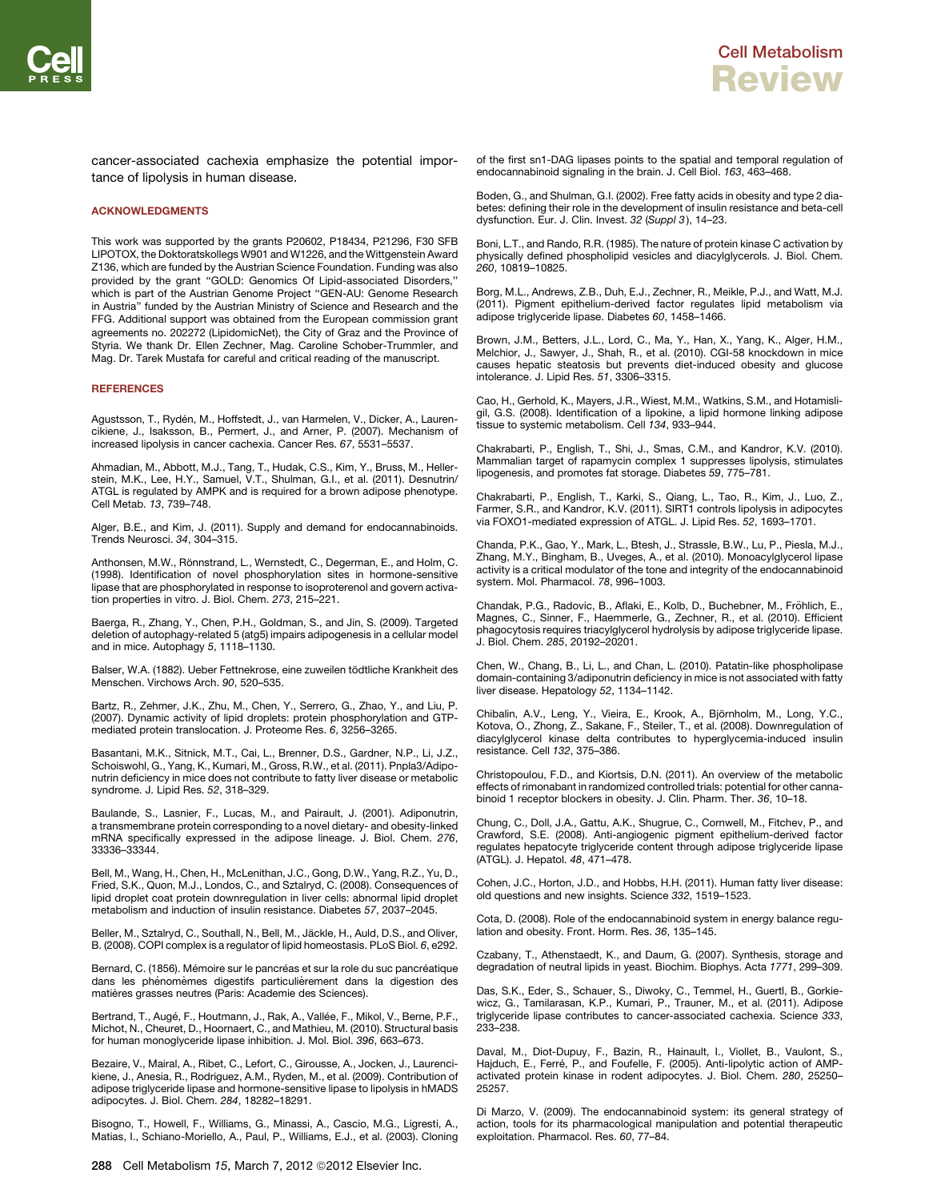cancer-associated cachexia emphasize the potential importance of lipolysis in human disease.

## ACKNOWLEDGMENTS

This work was supported by the grants P20602, P18434, P21296, F30 SFB LIPOTOX, the Doktoratskollegs W901 and W1226, and the Wittgenstein Award Z136, which are funded by the Austrian Science Foundation. Funding was also provided by the grant "GOLD: Genomics Of Lipid-associated Disorders," which is part of the Austrian Genome Project "GEN-AU: Genome Research in Austria" funded by the Austrian Ministry of Science and Research and the FFG. Additional support was obtained from the European commission grant agreements no. 202272 (LipidomicNet), the City of Graz and the Province of Styria. We thank Dr. Ellen Zechner, Mag. Caroline Schober-Trummler, and Mag. Dr. Tarek Mustafa for careful and critical reading of the manuscript.

## REFERENCES

Agustsson, T., Rydén, M., Hoffstedt, J., van Harmelen, V., Dicker, A., Laurencikiene, J., Isaksson, B., Permert, J., and Arner, P. (2007). Mechanism of increased lipolysis in cancer cachexia. Cancer Res. *67*, 5531–5537.

Ahmadian, M., Abbott, M.J., Tang, T., Hudak, C.S., Kim, Y., Bruss, M., Hellerstein, M.K., Lee, H.Y., Samuel, V.T., Shulman, G.I., et al. (2011). Desnutrin/ATGL is regulated by AMPK and is required for a brown adipose phenotype. Cell Metab. *13*, 739–748.

Alger, B.E., and Kim, J. (2011). Supply and demand for endocannabinoids. Trends Neurosci. *34*, 304–315.

Anthonsen, M.W., Rönnstrand, L., Wernstedt, C., Degerman, E., and Holm, C. (1998). Identification of novel phosphorylation sites in hormone-sensitive lipase that are phosphorylated in response to isoproterenol and govern activation properties in vitro. J. Biol. Chem. *273*, 215–221.

Baerga, R., Zhang, Y., Chen, P.H., Goldman, S., and Jin, S. (2009). Targeted deletion of autophagy-related 5 (atg5) impairs adipogenesis in a cellular model and in mice. Autophagy *5*, 1118–1130.

Balser, W.A. (1882). Ueber Fettnekrose, eine zuweilen tödtliche Krankheit des Menschen. Virchows Arch. *90*, 520–535.

Bartz, R., Zehmer, J.K., Zhu, M., Chen, Y., Serrero, G., Zhao, Y., and Liu, P. (2007). Dynamic activity of lipid droplets: protein phosphorylation and GTP-mediated protein translocation. J. Proteome Res. *6*, 3256–3265.

Basantani, M.K., Sitnick, M.T., Cai, L., Brenner, D.S., Gardner, N.P., Li, J.Z., Schoiswohl, G., Yang, K., Kumari, M., Gross, R.W., et al. (2011). Pnpla3/Adiponutrin deficiency in mice does not contribute to fatty liver disease or metabolic syndrome. J. Lipid Res. *52*, 318–329.

Baulande, S., Lasnier, F., Lucas, M., and Pairault, J. (2001). Adiponutrin, a transmembrane protein corresponding to a novel dietary- and obesity-linked mRNA specifically expressed in the adipose lineage. J. Biol. Chem. *276*, 33336–33344.

Bell, M., Wang, H., Chen, H., McLenithan, J.C., Gong, D.W., Yang, R.Z., Yu, D., Fried, S.K., Quon, M.J., Londos, C., and Sztalryd, C. (2008). Consequences of lipid droplet coat protein downregulation in liver cells: abnormal lipid droplet metabolism and induction of insulin resistance. Diabetes *57*, 2037–2045.

Beller, M., Sztalryd, C., Southall, N., Bell, M., Jäckle, H., Auld, D.S., and Oliver, B. (2008). COPI complex is a regulator of lipid homeostasis. PLoS Biol. *6*, e292.

Bernard, C. (1856). Mémoire sur le pancréas et sur la role du suc pancréatique dans les phénomèmes digestifs particulièrement dans la digestion des matières grasses neutres (Paris: Academie des Sciences).

Bertrand, T., Augé, F., Houtmann, J., Rak, A., Vallée, F., Mikol, V., Berne, P.F., Michot, N., Cheuret, D., Hoornaert, C., and Mathieu, M. (2010). Structural basis for human monoglyceride lipase inhibition. J. Mol. Biol. *396*, 663–673.

Bezaire, V., Mairal, A., Ribet, C., Lefort, C., Girousse, A., Jocken, J., Laurencikiene, J., Anesia, R., Rodriguez, A.M., Ryden, M., et al. (2009). Contribution of adipose triglyceride lipase and hormone-sensitive lipase to lipolysis in hMADS adipocytes. J. Biol. Chem. *284*, 18282–18291.

Bisogno, T., Howell, F., Williams, G., Minassi, A., Cascio, M.G., Ligresti, A., Matias, I., Schiano-Moriello, A., Paul, P., Williams, E.J., et al. (2003). Cloning of the first sn1-DAG lipases points to the spatial and temporal regulation of endocannabinoid signaling in the brain. J. Cell Biol. *163*, 463–468.

Boden, G., and Shulman, G.I. (2002). Free fatty acids in obesity and type 2 diabetes: defining their role in the development of insulin resistance and beta-cell dysfunction. Eur. J. Clin. Invest. *32* (*Suppl 3*), 14–23.

Boni, L.T., and Rando, R.R. (1985). The nature of protein kinase C activation by physically defined phospholipid vesicles and diacylglycerols. J. Biol. Chem. *260*, 10819–10825.

Borg, M.L., Andrews, Z.B., Duh, E.J., Zechner, R., Meikle, P.J., and Watt, M.J. (2011). Pigment epithelium-derived factor regulates lipid metabolism via adipose triglyceride lipase. Diabetes *60*, 1458–1466.

Brown, J.M., Betters, J.L., Lord, C., Ma, Y., Han, X., Yang, K., Alger, H.M., Melchior, J., Sawyer, J., Shah, R., et al. (2010). CGI-58 knockdown in mice causes hepatic steatosis but prevents diet-induced obesity and glucose intolerance. J. Lipid Res. *51*, 3306–3315.

Cao, H., Gerhold, K., Mayers, J.R., Wiest, M.M., Watkins, S.M., and Hotamisligil, G.S. (2008). Identification of a lipokine, a lipid hormone linking adipose tissue to systemic metabolism. Cell *134*, 933–944.

Chakrabarti, P., English, T., Shi, J., Smas, C.M., and Kandror, K.V. (2010). Mammalian target of rapamycin complex 1 suppresses lipolysis, stimulates lipogenesis, and promotes fat storage. Diabetes *59*, 775–781.

Chakrabarti, P., English, T., Karki, S., Qiang, L., Tao, R., Kim, J., Luo, Z., Farmer, S.R., and Kandror, K.V. (2011). SIRT1 controls lipolysis in adipocytes via FOXO1-mediated expression of ATGL. J. Lipid Res. *52*, 1693–1701.

Chanda, P.K., Gao, Y., Mark, L., Btesh, J., Strassle, B.W., Lu, P., Piesla, M.J., Zhang, M.Y., Bingham, B., Uveges, A., et al. (2010). Monoacylglycerol lipase activity is a critical modulator of the tone and integrity of the endocannabinoid system. Mol. Pharmacol. *78*, 996–1003.

Chandak, P.G., Radovic, B., Aflaki, E., Kolb, D., Buchebner, M., Fröhlich, E., Magnes, C., Sinner, F., Haemmerle, G., Zechner, R., et al. (2010). Efficient phagocytosis requires triacylglycerol hydrolysis by adipose triglyceride lipase. J. Biol. Chem. *285*, 20192–20201.

Chen, W., Chang, B., Li, L., and Chan, L. (2010). Patatin-like phospholipase domain-containing 3/adiponutrin deficiency in mice is not associated with fatty liver disease. Hepatology *52*, 1134–1142.

Chibalin, A.V., Leng, Y., Vieira, E., Krook, A., Björnholm, M., Long, Y.C., Kotova, O., Zhong, Z., Sakane, F., Steiler, T., et al. (2008). Downregulation of diacylglycerol kinase delta contributes to hyperglycemia-induced insulin resistance. Cell *132*, 375–386.

Christopoulou, F.D., and Kiortsis, D.N. (2011). An overview of the metabolic effects of rimonabant in randomized controlled trials: potential for other cannabinoid 1 receptor blockers in obesity. J. Clin. Pharm. Ther. *36*, 10–18.

Chung, C., Doll, J.A., Gattu, A.K., Shugrue, C., Cornwell, M., Fitchev, P., and Crawford, S.E. (2008). Anti-angiogenic pigment epithelium-derived factor regulates hepatocyte triglyceride content through adipose triglyceride lipase (ATGL). J. Hepatol. *48*, 471–478.

Cohen, J.C., Horton, J.D., and Hobbs, H.H. (2011). Human fatty liver disease: old questions and new insights. Science *332*, 1519–1523.

Cota, D. (2008). Role of the endocannabinoid system in energy balance regulation and obesity. Front. Horm. Res. *36*, 135–145.

Czabany, T., Athenstaedt, K., and Daum, G. (2007). Synthesis, storage and degradation of neutral lipids in yeast. Biochim. Biophys. Acta *1771*, 299–309.

Das, S.K., Eder, S., Schauer, S., Diwoky, C., Temmel, H., Guertl, B., Gorkiewicz, G., Tamilarasan, K.P., Kumari, P., Trauner, M., et al. (2011). Adipose triglyceride lipase contributes to cancer-associated cachexia. Science *333*, 233–238.

Daval, M., Diot-Dupuy, F., Bazin, R., Hainault, I., Viollet, B., Vaulont, S., Hajduch, E., Ferré, P., and Foufelle, F. (2005). Anti-lipolytic action of AMP-activated protein kinase in rodent adipocytes. J. Biol. Chem. *280*, 25250–25257.

Di Marzo, V. (2009). The endocannabinoid system: its general strategy of action, tools for its pharmacological manipulation and potential therapeutic exploitation. Pharmacol. Res. *60*, 77–84.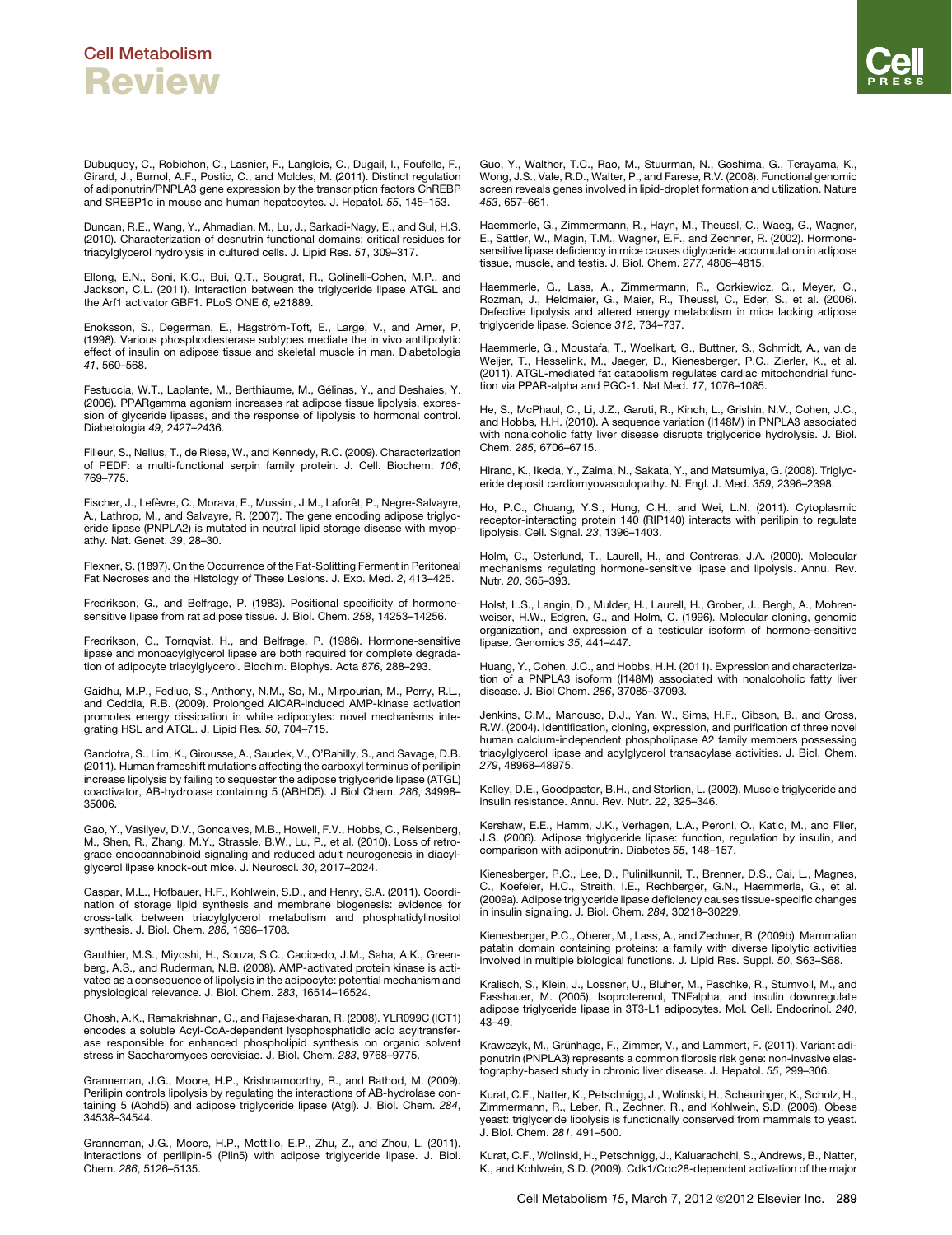Dubuquoy, C., Robichon, C., Lasnier, F., Langlois, C., Dugail, I., Foufelle, F., Girard, J., Burnol, A.F., Postic, C., and Moldes, M. (2011). Distinct regulation of adiponutrin/PNPLA3 gene expression by the transcription factors ChREBP and SREBP1c in mouse and human hepatocytes. J. Hepatol. *55*, 145–153.

Duncan, R.E., Wang, Y., Ahmadian, M., Lu, J., Sarkadi-Nagy, E., and Sul, H.S. (2010). Characterization of desnutrin functional domains: critical residues for triacylglycerol hydrolysis in cultured cells. J. Lipid Res. *51*, 309–317.

Ellong, E.N., Soni, K.G., Bui, Q.T., Sougrat, R., Golinelli-Cohen, M.P., and Jackson, C.L. (2011). Interaction between the triglyceride lipase ATGL and the Arf1 activator GBF1. PLoS ONE *6*, e21889.

Enoksson, S., Degerman, E., Hagström-Toft, E., Large, V., and Arner, P. (1998). Various phosphodiesterase subtypes mediate the in vivo antilipolytic effect of insulin on adipose tissue and skeletal muscle in man. Diabetologia *41*, 560–568.

Festuccia, W.T., Laplante, M., Berthiaume, M., Gélinas, Y., and Deshaies, Y. (2006). PPARgamma agonism increases rat adipose tissue lipolysis, expression of glyceride lipases, and the response of lipolysis to hormonal control. Diabetologia *49*, 2427–2436.

Filleur, S., Nelius, T., de Riese, W., and Kennedy, R.C. (2009). Characterization of PEDF: a multi-functional serpin family protein. J. Cell. Biochem. *106*, 769–775.

Fischer, J., Lefèvre, C., Morava, E., Mussini, J.M., Laforêt, P., Negre-Salvayre, A., Lathrop, M., and Salvayre, R. (2007). The gene encoding adipose triglyceride lipase (PNPLA2) is mutated in neutral lipid storage disease with myopathy. Nat. Genet. *39*, 28–30.

Flexner, S. (1897). On the Occurrence of the Fat-Splitting Ferment in Peritoneal Fat Necroses and the Histology of These Lesions. J. Exp. Med. *2*, 413–425.

Fredrikson, G., and Belfrage, P. (1983). Positional specificity of hormone-sensitive lipase from rat adipose tissue. J. Biol. Chem. *258*, 14253–14256.

Fredrikson, G., Tornqvist, H., and Belfrage, P. (1986). Hormone-sensitive lipase and monoacylglycerol lipase are both required for complete degradation of adipocyte triacylglycerol. Biochim. Biophys. Acta *876*, 288–293.

Gaidhu, M.P., Fediuc, S., Anthony, N.M., So, M., Mirpourian, M., Perry, R.L., and Ceddia, R.B. (2009). Prolonged AICAR-induced AMP-kinase activation promotes energy dissipation in white adipocytes: novel mechanisms integrating HSL and ATGL. J. Lipid Res. *50*, 704–715.

Gandotra, S., Lim, K., Girousse, A., Saudek, V., O'Rahilly, S., and Savage, D.B. (2011). Human frameshift mutations affecting the carboxyl terminus of perilipin increase lipolysis by failing to sequester the adipose triglyceride lipase (ATGL) coactivator, AB-hydrolase containing 5 (ABHD5). J Biol Chem. *286*, 34998–35006.

Gao, Y., Vasilyev, D.V., Goncalves, M.B., Howell, F.V., Hobbs, C., Reisenberg, M., Shen, R., Zhang, M.Y., Strassle, B.W., Lu, P., et al. (2010). Loss of retrograde endocannabinoid signaling and reduced adult neurogenesis in diacylglycerol lipase knock-out mice. J. Neurosci. *30*, 2017–2024.

Gaspar, M.L., Hofbauer, H.F., Kohlwein, S.D., and Henry, S.A. (2011). Coordination of storage lipid synthesis and membrane biogenesis: evidence for cross-talk between triacylglycerol metabolism and phosphatidylinositol synthesis. J. Biol. Chem. *286*, 1696–1708.

Gauthier, M.S., Miyoshi, H., Souza, S.C., Cacicedo, J.M., Saha, A.K., Greenberg, A.S., and Ruderman, N.B. (2008). AMP-activated protein kinase is activated as a consequence of lipolysis in the adipocyte: potential mechanism and physiological relevance. J. Biol. Chem. *283*, 16514–16524.

Ghosh, A.K., Ramakrishnan, G., and Rajasekharan, R. (2008). YLR099C (ICT1) encodes a soluble Acyl-CoA-dependent lysophosphatidic acid acyltransferase responsible for enhanced phospholipid synthesis on organic solvent stress in Saccharomyces cerevisiae. J. Biol. Chem. *283*, 9768–9775.

Granneman, J.G., Moore, H.P., Krishnamoorthy, R., and Rathod, M. (2009). Perilipin controls lipolysis by regulating the interactions of AB-hydrolase containing 5 (Abhd5) and adipose triglyceride lipase (Atgl). J. Biol. Chem. *284*, 34538–34544.

Granneman, J.G., Moore, H.P., Mottillo, E.P., Zhu, Z., and Zhou, L. (2011). Interactions of perilipin-5 (Plin5) with adipose triglyceride lipase. J. Biol. Chem. *286*, 5126–5135.

Guo, Y., Walther, T.C., Rao, M., Stuurman, N., Goshima, G., Terayama, K., Wong, J.S., Vale, R.D., Walter, P., and Farese, R.V. (2008). Functional genomic screen reveals genes involved in lipid-droplet formation and utilization. Nature *453*, 657–661.

Haemmerle, G., Zimmermann, R., Hayn, M., Theussl, C., Waeg, G., Wagner, E., Sattler, W., Magin, T.M., Wagner, E.F., and Zechner, R. (2002). Hormone-sensitive lipase deficiency in mice causes diglyceride accumulation in adipose tissue, muscle, and testis. J. Biol. Chem. *277*, 4806–4815.

Haemmerle, G., Lass, A., Zimmermann, R., Gorkiewicz, G., Meyer, C., Rozman, J., Heldmaier, G., Maier, R., Theussl, C., Eder, S., et al. (2006). Defective lipolysis and altered energy metabolism in mice lacking adipose triglyceride lipase. Science *312*, 734–737.

Haemmerle, G., Moustafa, T., Woelkart, G., Buttner, S., Schmidt, A., van de Weijer, T., Hesselink, M., Jaeger, D., Kienesberger, P.C., Zierler, K., et al. (2011). ATGL-mediated fat catabolism regulates cardiac mitochondrial function via PPAR-alpha and PGC-1. Nat Med. *17*, 1076–1085.

He, S., McPhaul, C., Li, J.Z., Garuti, R., Kinch, L., Grishin, N.V., Cohen, J.C., and Hobbs, H.H. (2010). A sequence variation (I148M) in PNPLA3 associated with nonalcoholic fatty liver disease disrupts triglyceride hydrolysis. J. Biol. Chem. *285*, 6706–6715.

Hirano, K., Ikeda, Y., Zaima, N., Sakata, Y., and Matsumiya, G. (2008). Triglyceride deposit cardiomyovasculopathy. N. Engl. J. Med. *359*, 2396–2398.

Ho, P.C., Chuang, Y.S., Hung, C.H., and Wei, L.N. (2011). Cytoplasmic receptor-interacting protein 140 (RIP140) interacts with perilipin to regulate lipolysis. Cell. Signal. *23*, 1396–1403.

Holm, C., Osterlund, T., Laurell, H., and Contreras, J.A. (2000). Molecular mechanisms regulating hormone-sensitive lipase and lipolysis. Annu. Rev. Nutr. *20*, 365–393.

Holst, L.S., Langin, D., Mulder, H., Laurell, H., Grober, J., Bergh, A., Mohrenweiser, H.W., Edgren, G., and Holm, C. (1996). Molecular cloning, genomic organization, and expression of a testicular isoform of hormone-sensitive lipase. Genomics *35*, 441–447.

Huang, Y., Cohen, J.C., and Hobbs, H.H. (2011). Expression and characterization of a PNPLA3 isoform (I148M) associated with nonalcoholic fatty liver disease. J. Biol Chem. *286*, 37085–37093.

Jenkins, C.M., Mancuso, D.J., Yan, W., Sims, H.F., Gibson, B., and Gross, R.W. (2004). Identification, cloning, expression, and purification of three novel human calcium-independent phospholipase A2 family members possessing triacylglycerol lipase and acylglycerol transacylase activities. J. Biol. Chem. *279*, 48968–48975.

Kelley, D.E., Goodpaster, B.H., and Storlien, L. (2002). Muscle triglyceride and insulin resistance. Annu. Rev. Nutr. *22*, 325–346.

Kershaw, E.E., Hamm, J.K., Verhagen, L.A., Peroni, O., Katic, M., and Flier, J.S. (2006). Adipose triglyceride lipase: function, regulation by insulin, and comparison with adiponutrin. Diabetes *55*, 148–157.

Kienesberger, P.C., Lee, D., Pulinilkunnil, T., Brenner, D.S., Cai, L., Magnes, C., Koefeler, H.C., Streith, I.E., Rechberger, G.N., Haemmerle, G., et al. (2009a). Adipose triglyceride lipase deficiency causes tissue-specific changes in insulin signaling. J. Biol. Chem. *284*, 30218–30229.

Kienesberger, P.C., Oberer, M., Lass, A., and Zechner, R. (2009b). Mammalian patatin domain containing proteins: a family with diverse lipolytic activities involved in multiple biological functions. J. Lipid Res. Suppl. *50*, S63–S68.

Kralisch, S., Klein, J., Lossner, U., Bluher, M., Paschke, R., Stumvoll, M., and Fasshauer, M. (2005). Isoproterenol, TNFalpha, and insulin downregulate adipose triglyceride lipase in 3T3-L1 adipocytes. Mol. Cell. Endocrinol. *240*, 43–49.

Krawczyk, M., Grünhage, F., Zimmer, V., and Lammert, F. (2011). Variant adiponutrin (PNPLA3) represents a common fibrosis risk gene: non-invasive elastography-based study in chronic liver disease. J. Hepatol. *55*, 299–306.

Kurat, C.F., Natter, K., Petschnigg, J., Wolinski, H., Scheuringer, K., Scholz, H., Zimmermann, R., Leber, R., Zechner, R., and Kohlwein, S.D. (2006). Obese yeast: triglyceride lipolysis is functionally conserved from mammals to yeast. J. Biol. Chem. *281*, 491–500.

Kurat, C.F., Wolinski, H., Petschnigg, J., Kaluarachchi, S., Andrews, B., Natter, K., and Kohlwein, S.D. (2009). Cdk1/Cdc28-dependent activation of the major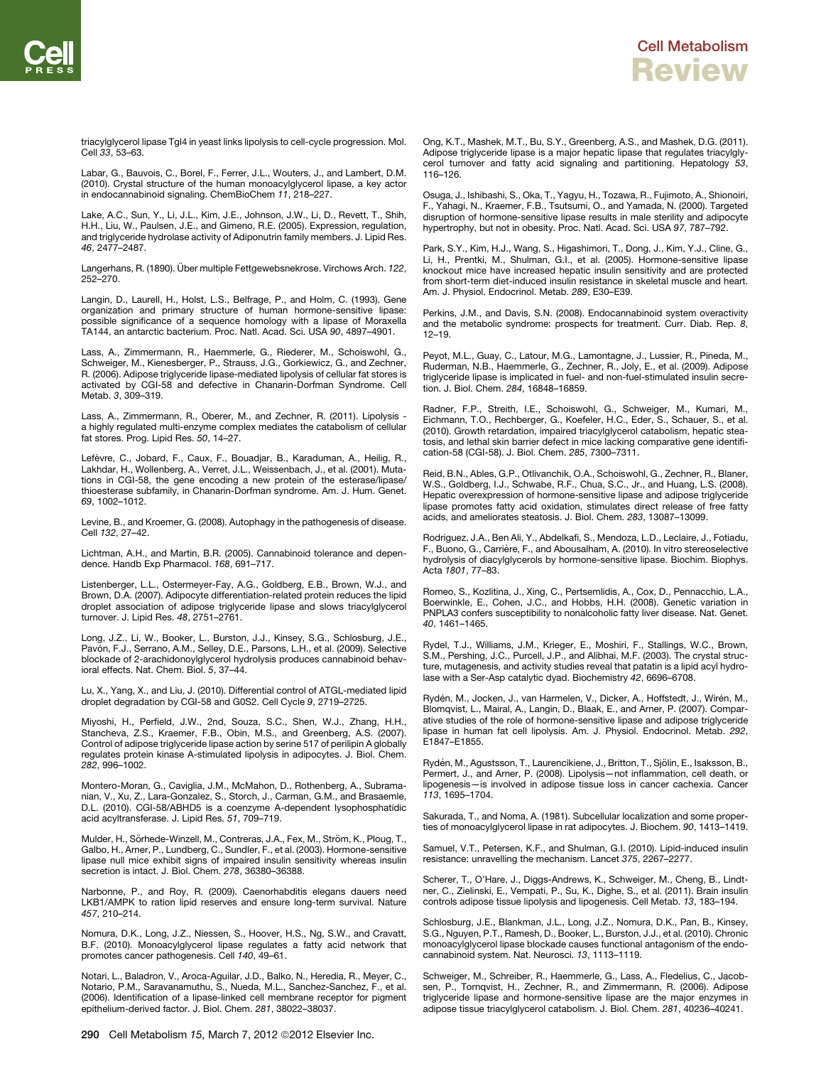triacylglycerol lipase Tgl4 in yeast links lipolysis to cell-cycle progression. Mol. Cell *33*, 53–63.

Labar, G., Bauvois, C., Borel, F., Ferrer, J.L., Wouters, J., and Lambert, D.M. (2010). Crystal structure of the human monoacylglycerol lipase, a key actor in endocannabinoid signaling. ChemBioChem *11*, 218–227.

Lake, A.C., Sun, Y., Li, J.L., Kim, J.E., Johnson, J.W., Li, D., Revett, T., Shih, H.H., Liu, W., Paulsen, J.E., and Gimeno, R.E. (2005). Expression, regulation, and triglyceride hydrolase activity of Adiponutrin family members. J. Lipid Res. *46*, 2477–2487.

Langerhans, R. (1890). Über multiple Fettgewebsnekrose. Virchows Arch. *122*, 252–270.

Langin, D., Laurell, H., Holst, L.S., Belfrage, P., and Holm, C. (1993). Gene organization and primary structure of human hormone-sensitive lipase: possible significance of a sequence homology with a lipase of Moraxella TA144, an antarctic bacterium. Proc. Natl. Acad. Sci. USA *90*, 4897–4901.

Lass, A., Zimmermann, R., Haemmerle, G., Riederer, M., Schoiswohl, G., Schweiger, M., Kienesberger, P., Strauss, J.G., Gorkiewicz, G., and Zechner, R. (2006). Adipose triglyceride lipase-mediated lipolysis of cellular fat stores is activated by CGI-58 and defective in Chanarin-Dorfman Syndrome. Cell Metab. *3*, 309–319.

Lass, A., Zimmermann, R., Oberer, M., and Zechner, R. (2011). Lipolysis - a highly regulated multi-enzyme complex mediates the catabolism of cellular fat stores. Prog. Lipid Res. *50*, 14–27.

Lefèvre, C., Jobard, F., Caux, F., Bouadjar, B., Karaduman, A., Heilig, R., Lakhdar, H., Wollenberg, A., Verret, J.L., Weissenbach, J., et al. (2001). Mutations in CGI-58, the gene encoding a new protein of the esterase/lipase/thioesterase subfamily, in Chanarin-Dorfman syndrome. Am. J. Hum. Genet. *69*, 1002–1012.

Levine, B., and Kroemer, G. (2008). Autophagy in the pathogenesis of disease. Cell *132*, 27–42.

Lichtman, A.H., and Martin, B.R. (2005). Cannabinoid tolerance and dependence. Handb Exp Pharmacol. *168*, 691–717.

Listenberger, L.L., Ostermeyer-Fay, A.G., Goldberg, E.B., Brown, W.J., and Brown, D.A. (2007). Adipocyte differentiation-related protein reduces the lipid droplet association of adipose triglyceride lipase and slows triacylglycerol turnover. J. Lipid Res. *48*, 2751–2761.

Long, J.Z., Li, W., Booker, L., Burston, J.J., Kinsey, S.G., Schlosburg, J.E., Pavón, F.J., Serrano, A.M., Selley, D.E., Parsons, L.H., et al. (2009). Selective blockade of 2-arachidonoylglycerol hydrolysis produces cannabinoid behavioral effects. Nat. Chem. Biol. *5*, 37–44.

Lu, X., Yang, X., and Liu, J. (2010). Differential control of ATGL-mediated lipid droplet degradation by CGI-58 and G0S2. Cell Cycle *9*, 2719–2725.

Miyoshi, H., Perfield, J.W., 2nd, Souza, S.C., Shen, W.J., Zhang, H.H., Stancheva, Z.S., Kraemer, F.B., Obin, M.S., and Greenberg, A.S. (2007). Control of adipose triglyceride lipase action by serine 517 of perilipin A globally regulates protein kinase A-stimulated lipolysis in adipocytes. J. Biol. Chem. *282*, 996–1002.

Montero-Moran, G., Caviglia, J.M., McMahon, D., Rothenberg, A., Subramanian, V., Xu, Z., Lara-Gonzalez, S., Storch, J., Carman, G.M., and Brasaemle, D.L. (2010). CGI-58/ABHD5 is a coenzyme A-dependent lysophosphatidic acid acyltransferase. J. Lipid Res. *51*, 709–719.

Mulder, H., Sörhede-Winzell, M., Contreras, J.A., Fex, M., Ström, K., Ploug, T., Galbo, H., Arner, P., Lundberg, C., Sundler, F., et al. (2003). Hormone-sensitive lipase null mice exhibit signs of impaired insulin sensitivity whereas insulin secretion is intact. J. Biol. Chem. *278*, 36380–36388.

Narbonne, P., and Roy, R. (2009). Caenorhabditis elegans dauers need LKB1/AMPK to ration lipid reserves and ensure long-term survival. Nature *457*, 210–214.

Nomura, D.K., Long, J.Z., Niessen, S., Hoover, H.S., Ng, S.W., and Cravatt, B.F. (2010). Monoacylglycerol lipase regulates a fatty acid network that promotes cancer pathogenesis. Cell *140*, 49–61.

Notari, L., Baladron, V., Aroca-Aguilar, J.D., Balko, N., Heredia, R., Meyer, C., Notario, P.M., Saravanamuthu, S., Nueda, M.L., Sanchez-Sanchez, F., et al. (2006). Identification of a lipase-linked cell membrane receptor for pigment epithelium-derived factor. J. Biol. Chem. *281*, 38022–38037.

Ong, K.T., Mashek, M.T., Bu, S.Y., Greenberg, A.S., and Mashek, D.G. (2011). Adipose triglyceride lipase is a major hepatic lipase that regulates triacylglycerol turnover and fatty acid signaling and partitioning. Hepatology *53*, 116–126.

Osuga, J., Ishibashi, S., Oka, T., Yagyu, H., Tozawa, R., Fujimoto, A., Shionoiri, F., Yahagi, N., Kraemer, F.B., Tsutsumi, O., and Yamada, N. (2000). Targeted disruption of hormone-sensitive lipase results in male sterility and adipocyte hypertrophy, but not in obesity. Proc. Natl. Acad. Sci. USA *97*, 787–792.

Park, S.Y., Kim, H.J., Wang, S., Higashimori, T., Dong, J., Kim, Y.J., Cline, G., Li, H., Prentki, M., Shulman, G.I., et al. (2005). Hormone-sensitive lipase knockout mice have increased hepatic insulin sensitivity and are protected from short-term diet-induced insulin resistance in skeletal muscle and heart. Am. J. Physiol. Endocrinol. Metab. *289*, E30–E39.

Perkins, J.M., and Davis, S.N. (2008). Endocannabinoid system overactivity and the metabolic syndrome: prospects for treatment. Curr. Diab. Rep. *8*, 12–19.

Peyot, M.L., Guay, C., Latour, M.G., Lamontagne, J., Lussier, R., Pineda, M., Ruderman, N.B., Haemmerle, G., Zechner, R., Joly, E., et al. (2009). Adipose triglyceride lipase is implicated in fuel- and non-fuel-stimulated insulin secretion. J. Biol. Chem. *284*, 16848–16859.

Radner, F.P., Streith, I.E., Schoiswohl, G., Schweiger, M., Kumari, M., Eichmann, T.O., Rechberger, G., Koefeler, H.C., Eder, S., Schauer, S., et al. (2010). Growth retardation, impaired triacylglycerol catabolism, hepatic steatosis, and lethal skin barrier defect in mice lacking comparative gene identification-58 (CGI-58). J. Biol. Chem. *285*, 7300–7311.

Reid, B.N., Ables, G.P., Otlivanchik, O.A., Schoiswohl, G., Zechner, R., Blaner, W.S., Goldberg, I.J., Schwabe, R.F., Chua, S.C., Jr., and Huang, L.S. (2008). Hepatic overexpression of hormone-sensitive lipase and adipose triglyceride lipase promotes fatty acid oxidation, stimulates direct release of free fatty acids, and ameliorates steatosis. J. Biol. Chem. *283*, 13087–13099.

Rodriguez, J.A., Ben Ali, Y., Abdelkafi, S., Mendoza, L.D., Leclaire, J., Fotiadu, F., Buono, G., Carrière, F., and Abousalham, A. (2010). In vitro stereoselective hydrolysis of diacylglycerols by hormone-sensitive lipase. Biochim. Biophys. Acta *1801*, 77–83.

Romeo, S., Kozlitina, J., Xing, C., Pertsemlidis, A., Cox, D., Pennacchio, L.A., Boerwinkle, E., Cohen, J.C., and Hobbs, H.H. (2008). Genetic variation in PNPLA3 confers susceptibility to nonalcoholic fatty liver disease. Nat. Genet. *40*, 1461–1465.

Rydel, T.J., Williams, J.M., Krieger, E., Moshiri, F., Stallings, W.C., Brown, S.M., Pershing, J.C., Purcell, J.P., and Alibhai, M.F. (2003). The crystal structure, mutagenesis, and activity studies reveal that patatin is a lipid acyl hydrolase with a Ser-Asp catalytic dyad. Biochemistry *42*, 6696–6708.

Rydén, M., Jocken, J., van Harmelen, V., Dicker, A., Hoffstedt, J., Wirén, M., Blomqvist, L., Mairal, A., Langin, D., Blaak, E., and Arner, P. (2007). Comparative studies of the role of hormone-sensitive lipase and adipose triglyceride lipase in human fat cell lipolysis. Am. J. Physiol. Endocrinol. Metab. *292*, E1847–E1855.

Rydén, M., Agustsson, T., Laurencikiene, J., Britton, T., Sjölin, E., Isaksson, B., Permert, J., and Arner, P. (2008). Lipolysis—not inflammation, cell death, or lipogenesis—is involved in adipose tissue loss in cancer cachexia. Cancer *113*, 1695–1704.

Sakurada, T., and Noma, A. (1981). Subcellular localization and some properties of monoacylglycerol lipase in rat adipocytes. J. Biochem. *90*, 1413–1419.

Samuel, V.T., Petersen, K.F., and Shulman, G.I. (2010). Lipid-induced insulin resistance: unravelling the mechanism. Lancet *375*, 2267–2277.

Scherer, T., O'Hare, J., Diggs-Andrews, K., Schweiger, M., Cheng, B., Lindtner, C., Zielinski, E., Vempati, P., Su, K., Dighe, S., et al. (2011). Brain insulin controls adipose tissue lipolysis and lipogenesis. Cell Metab. *13*, 183–194.

Schlosburg, J.E., Blankman, J.L., Long, J.Z., Nomura, D.K., Pan, B., Kinsey, S.G., Nguyen, P.T., Ramesh, D., Booker, L., Burston, J.J., et al. (2010). Chronic monoacylglycerol lipase blockade causes functional antagonism of the endocannabinoid system. Nat. Neurosci. *13*, 1113–1119.

Schweiger, M., Schreiber, R., Haemmerle, G., Lass, A., Fledelius, C., Jacobsen, P., Tornqvist, H., Zechner, R., and Zimmermann, R. (2006). Adipose triglyceride lipase and hormone-sensitive lipase are the major enzymes in adipose tissue triacylglycerol catabolism. J. Biol. Chem. *281*, 40236–40241.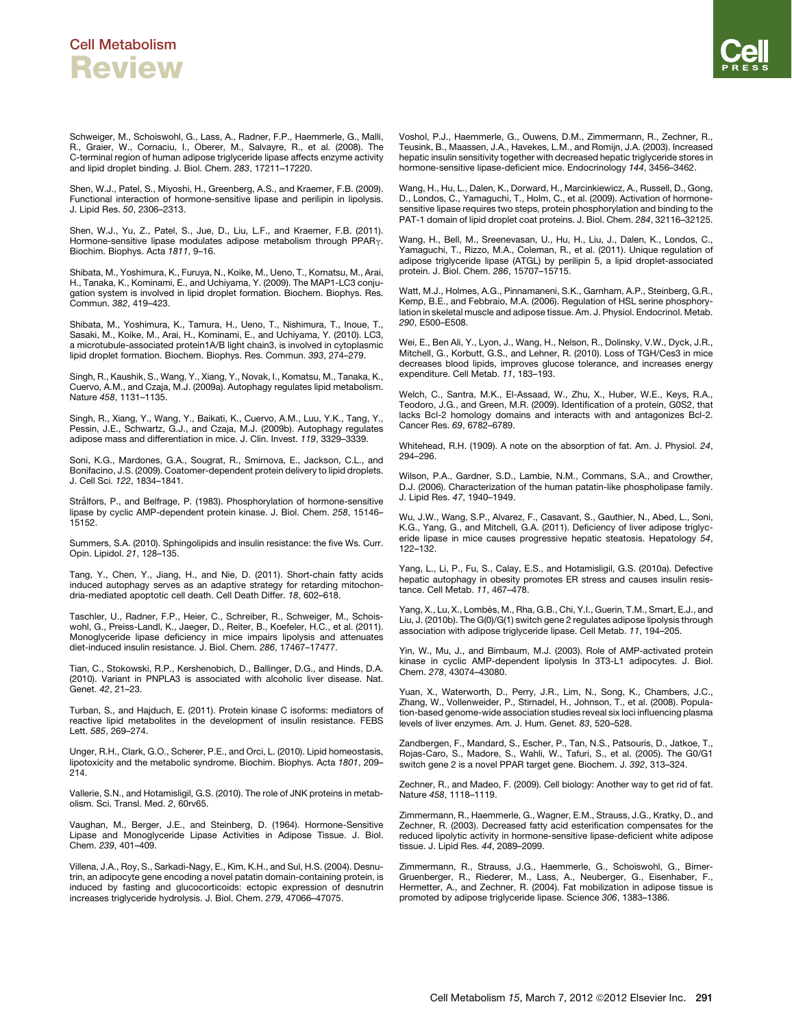Schweiger, M., Schoiswohl, G., Lass, A., Radner, F.P., Haemmerle, G., Malli, R., Graier, W., Cornaciu, I., Oberer, M., Salvayre, R., et al. (2008). The C-terminal region of human adipose triglyceride lipase affects enzyme activity and lipid droplet binding. J. Biol. Chem. *283*, 17211–17220.

Shen, W.J., Patel, S., Miyoshi, H., Greenberg, A.S., and Kraemer, F.B. (2009). Functional interaction of hormone-sensitive lipase and perilipin in lipolysis. J. Lipid Res. *50*, 2306–2313.

Shen, W.J., Yu, Z., Patel, S., Jue, D., Liu, L.F., and Kraemer, F.B. (2011). Hormone-sensitive lipase modulates adipose metabolism through PPARγ. Biochim. Biophys. Acta *1811*, 9–16.

Shibata, M., Yoshimura, K., Furuya, N., Koike, M., Ueno, T., Komatsu, M., Arai, H., Tanaka, K., Kominami, E., and Uchiyama, Y. (2009). The MAP1-LC3 conjugation system is involved in lipid droplet formation. Biochem. Biophys. Res. Commun. *382*, 419–423.

Shibata, M., Yoshimura, K., Tamura, H., Ueno, T., Nishimura, T., Inoue, T., Sasaki, M., Koike, M., Arai, H., Kominami, E., and Uchiyama, Y. (2010). LC3, a microtubule-associated protein1A/B light chain3, is involved in cytoplasmic lipid droplet formation. Biochem. Biophys. Res. Commun. *393*, 274–279.

Singh, R., Kaushik, S., Wang, Y., Xiang, Y., Novak, I., Komatsu, M., Tanaka, K., Cuervo, A.M., and Czaja, M.J. (2009a). Autophagy regulates lipid metabolism. Nature *458*, 1131–1135.

Singh, R., Xiang, Y., Wang, Y., Baikati, K., Cuervo, A.M., Luu, Y.K., Tang, Y., Pessin, J.E., Schwartz, G.J., and Czaja, M.J. (2009b). Autophagy regulates adipose mass and differentiation in mice. J. Clin. Invest. *119*, 3329–3339.

Soni, K.G., Mardones, G.A., Sougrat, R., Smirnova, E., Jackson, C.L., and Bonifacino, J.S. (2009). Coatomer-dependent protein delivery to lipid droplets. J. Cell Sci. *122*, 1834–1841.

Strålfors, P., and Belfrage, P. (1983). Phosphorylation of hormone-sensitive lipase by cyclic AMP-dependent protein kinase. J. Biol. Chem. *258*, 15146–15152.

Summers, S.A. (2010). Sphingolipids and insulin resistance: the five Ws. Curr. Opin. Lipidol. *21*, 128–135.

Tang, Y., Chen, Y., Jiang, H., and Nie, D. (2011). Short-chain fatty acids induced autophagy serves as an adaptive strategy for retarding mitochondria-mediated apoptotic cell death. Cell Death Differ. *18*, 602–618.

Taschler, U., Radner, F.P., Heier, C., Schreiber, R., Schweiger, M., Schoiswohl, G., Preiss-Landl, K., Jaeger, D., Reiter, B., Koefeler, H.C., et al. (2011). Monoglyceride lipase deficiency in mice impairs lipolysis and attenuates diet-induced insulin resistance. J. Biol. Chem. *286*, 17467–17477.

Tian, C., Stokowski, R.P., Kershenobich, D., Ballinger, D.G., and Hinds, D.A. (2010). Variant in PNPLA3 is associated with alcoholic liver disease. Nat. Genet. *42*, 21–23.

Turban, S., and Hajduch, E. (2011). Protein kinase C isoforms: mediators of reactive lipid metabolites in the development of insulin resistance. FEBS Lett. *585*, 269–274.

Unger, R.H., Clark, G.O., Scherer, P.E., and Orci, L. (2010). Lipid homeostasis, lipotoxicity and the metabolic syndrome. Biochim. Biophys. Acta *1801*, 209–214.

Vallerie, S.N., and Hotamisligil, G.S. (2010). The role of JNK proteins in metabolism. Sci. Transl. Med. *2*, 60rv65.

Vaughan, M., Berger, J.E., and Steinberg, D. (1964). Hormone-Sensitive Lipase and Monoglyceride Lipase Activities in Adipose Tissue. J. Biol. Chem. *239*, 401–409.

Villena, J.A., Roy, S., Sarkadi-Nagy, E., Kim, K.H., and Sul, H.S. (2004). Desnutrin, an adipocyte gene encoding a novel patatin domain-containing protein, is induced by fasting and glucocorticoids: ectopic expression of desnutrin increases triglyceride hydrolysis. J. Biol. Chem. *279*, 47066–47075.

Voshol, P.J., Haemmerle, G., Ouwens, D.M., Zimmermann, R., Zechner, R., Teusink, B., Maassen, J.A., Havekes, L.M., and Romijn, J.A. (2003). Increased hepatic insulin sensitivity together with decreased hepatic triglyceride stores in hormone-sensitive lipase-deficient mice. Endocrinology *144*, 3456–3462.

Wang, H., Hu, L., Dalen, K., Dorward, H., Marcinkiewicz, A., Russell, D., Gong, D., Londos, C., Yamaguchi, T., Holm, C., et al. (2009). Activation of hormone-sensitive lipase requires two steps, protein phosphorylation and binding to the PAT-1 domain of lipid droplet coat proteins. J. Biol. Chem. *284*, 32116–32125.

Wang, H., Bell, M., Sreenevasan, U., Hu, H., Liu, J., Dalen, K., Londos, C., Yamaguchi, T., Rizzo, M.A., Coleman, R., et al. (2011). Unique regulation of adipose triglyceride lipase (ATGL) by perilipin 5, a lipid droplet-associated protein. J. Biol. Chem. *286*, 15707–15715.

Watt, M.J., Holmes, A.G., Pinnamaneni, S.K., Garnham, A.P., Steinberg, G.R., Kemp, B.E., and Febbraio, M.A. (2006). Regulation of HSL serine phosphorylation in skeletal muscle and adipose tissue. Am. J. Physiol. Endocrinol. Metab. *290*, E500–E508.

Wei, E., Ben Ali, Y., Lyon, J., Wang, H., Nelson, R., Dolinsky, V.W., Dyck, J.R., Mitchell, G., Korbutt, G.S., and Lehner, R. (2010). Loss of TGH/Ces3 in mice decreases blood lipids, improves glucose tolerance, and increases energy expenditure. Cell Metab. *11*, 183–193.

Welch, C., Santra, M.K., El-Assaad, W., Zhu, X., Huber, W.E., Keys, R.A., Teodoro, J.G., and Green, M.R. (2009). Identification of a protein, G0S2, that lacks Bcl-2 homology domains and interacts with and antagonizes Bcl-2. Cancer Res. *69*, 6782–6789.

Whitehead, R.H. (1909). A note on the absorption of fat. Am. J. Physiol. *24*, 294–296.

Wilson, P.A., Gardner, S.D., Lambie, N.M., Commans, S.A., and Crowther, D.J. (2006). Characterization of the human patatin-like phospholipase family. J. Lipid Res. *47*, 1940–1949.

Wu, J.W., Wang, S.P., Alvarez, F., Casavant, S., Gauthier, N., Abed, L., Soni, K.G., Yang, G., and Mitchell, G.A. (2011). Deficiency of liver adipose triglyceride lipase in mice causes progressive hepatic steatosis. Hepatology *54*, 122–132.

Yang, L., Li, P., Fu, S., Calay, E.S., and Hotamisligil, G.S. (2010a). Defective hepatic autophagy in obesity promotes ER stress and causes insulin resistance. Cell Metab. *11*, 467–478.

Yang, X., Lu, X., Lombès, M., Rha, G.B., Chi, Y.I., Guerin, T.M., Smart, E.J., and Liu, J. (2010b). The G(0)/G(1) switch gene 2 regulates adipose lipolysis through association with adipose triglyceride lipase. Cell Metab. *11*, 194–205.

Yin, W., Mu, J., and Birnbaum, M.J. (2003). Role of AMP-activated protein kinase in cyclic AMP-dependent lipolysis In 3T3-L1 adipocytes. J. Biol. Chem. *278*, 43074–43080.

Yuan, X., Waterworth, D., Perry, J.R., Lim, N., Song, K., Chambers, J.C., Zhang, W., Vollenweider, P., Stirnadel, H., Johnson, T., et al. (2008). Population-based genome-wide association studies reveal six loci influencing plasma levels of liver enzymes. Am. J. Hum. Genet. *83*, 520–528.

Zandbergen, F., Mandard, S., Escher, P., Tan, N.S., Patsouris, D., Jatkoe, T., Rojas-Caro, S., Madore, S., Wahli, W., Tafuri, S., et al. (2005). The G0/G1 switch gene 2 is a novel PPAR target gene. Biochem. J. *392*, 313–324.

Zechner, R., and Madeo, F. (2009). Cell biology: Another way to get rid of fat. Nature *458*, 1118–1119.

Zimmermann, R., Haemmerle, G., Wagner, E.M., Strauss, J.G., Kratky, D., and Zechner, R. (2003). Decreased fatty acid esterification compensates for the reduced lipolytic activity in hormone-sensitive lipase-deficient white adipose tissue. J. Lipid Res. *44*, 2089–2099.

Zimmermann, R., Strauss, J.G., Haemmerle, G., Schoiswohl, G., Birner-Gruenberger, R., Riederer, M., Lass, A., Neuberger, G., Eisenhaber, F., Hermetter, A., and Zechner, R. (2004). Fat mobilization in adipose tissue is promoted by adipose triglyceride lipase. Science *306*, 1383–1386.